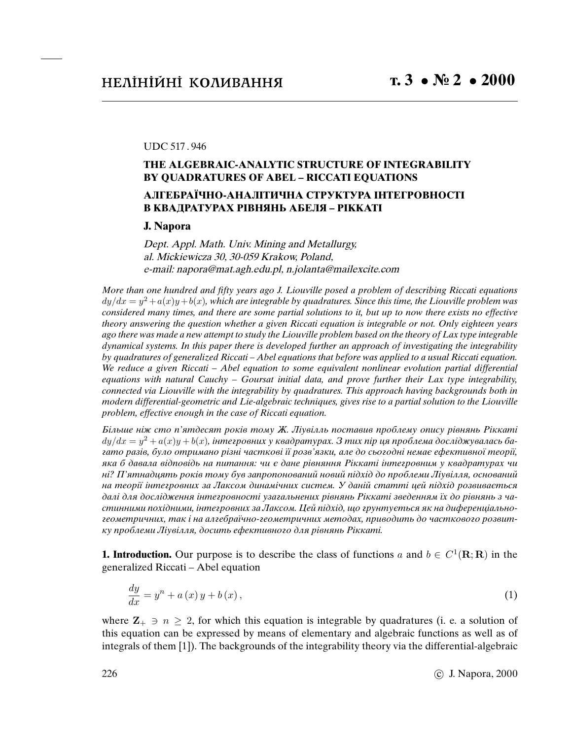UDC 517 . 946

## THE ALGEBRAIC-ANALYTIC STRUCTURE OF INTEGRABILITY BY QUADRATURES OF ABEL – RICCATI EQUATIONS

## АЛГЕБРАЇЧНО-АНАЛІТИЧНА СТРУКТУРА ІНТЕГРОВНОСТІ В КВАДРАТУРАХ РІВНЯНЬ АБЕЛЯ – РІККАТІ

**J. Napora**

*Dept. Appl. Math. Univ. Mining and Metallurgy, al. Mickiewicza 30, 30-059 Krakow, Poland, e-mail: napora@mat.agh.edu.pl, n.jolanta@mailexcite.com*

*More than one hundred and fifty years ago J. Liouville posed a problem of describing Riccati equations $dy/dx = y^2 + a(x)y + b(x)$, which are integrable by quadratures. Since this time, the Liouville problem was considered many times, and there are some partial solutions to it, but up to now there exists no effective theory answering the question whether a given Riccati equation is integrable or not. Only eighteen years ago there was made a new attempt to study the Liouville problem based on the theory of Lax type integrable dynamical systems. In this paper there is developed further an approach of investigating the integrability by quadratures of generalized Riccati – Abel equations that before was applied to a usual Riccati equation. We reduce a given Riccati – Abel equation to some equivalent nonlinear evolution partial differential equations with natural Cauchy – Goursat initial data, and prove further their Lax type integrability, connected via Liouville with the integrability by quadratures. This approach having backgrounds both in modern differential-geometric and Lie-algebraic techniques, gives rise to a partial solution to the Liouville problem, effective enough in the case of Riccati equation.*

*Більше ніж сто п'ятдесят років тому Ж. Ліувілль поставив проблему опису рівнянь Ріккаті $dy/dx = y^2 + a(x)y + b(x)$, інтегровних у квадратурах. З тих пір ця проблема досліджувалась багато разів, було отримано різні часткові її розв'язки, але до сьогодні немає ефективної теорії, яка б давала відповідь на питання: чи є дане рівняння Ріккаті інтегровним у квадратурах чи ні? П'ятнадцять років тому був запропонований новий підхід до проблеми Ліувілля, оснований на теорії інтегровних за Лаксом динамічних систем. У даній статті цей підхід розвивається далі для дослідження інтегровності узагальнених рівнянь Ріккаті зведенням їх до рівнянь з частинними похідними, інтегровних за Лаксом. Цей підхід, що грунтується як на диференціально-геометричних, так і на алгебраїчно-геометричних методах, приводить до часткового розвитку проблеми Ліувілля, досить ефективного для рівнянь Ріккаті.*

**1. Introduction.** Our purpose is to describe the class of functions $a$ and $b \in C^1(\mathbf{R};\mathbf{R})$ in the generalized Riccati – Abel equation

$$\frac{dy}{dx} = y^n + a(x)\,y + b(x)\,, \tag{1}$$

where $\mathbf{Z}_+ \ni n \geq 2$, for which this equation is integrable by quadratures (i. e. a solution of this equation can be expressed by means of elementary and algebraic functions as well as of integrals of them [1]). The backgrounds of the integrability theory via the differential-algebraic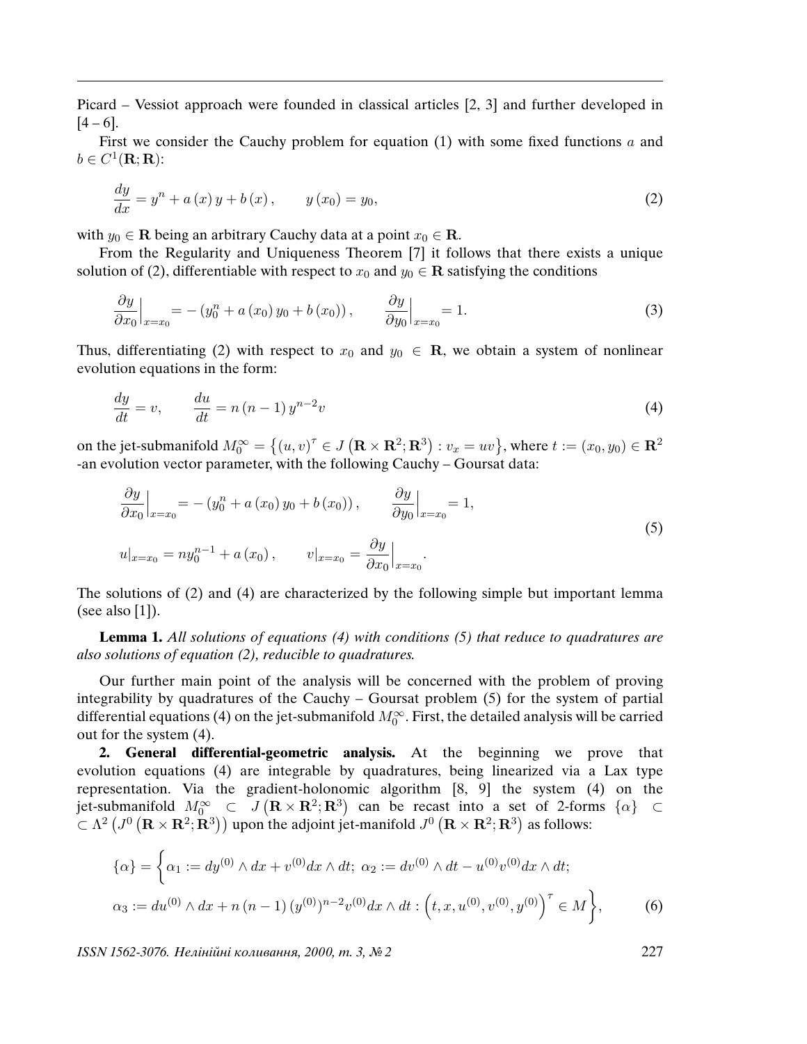Picard – Vessiot approach were founded in classical articles [2, 3] and further developed in [4 – 6].

First we consider the Cauchy problem for equation (1) with some fixed functions $a$ and $b \in C^1(\mathbf{R};\mathbf{R})$:

$$\frac{dy}{dx} = y^n + a\left(x\right)y + b\left(x\right), \qquad y\left(x_0\right) = y_0, \tag{2}$$

with $y_0 \in \mathbf{R}$ being an arbitrary Cauchy data at a point $x_0 \in \mathbf{R}$.

From the Regularity and Uniqueness Theorem [7] it follows that there exists a unique solution of (2), differentiable with respect to $x_0$ and $y_0 \in \mathbf{R}$ satisfying the conditions

$$\frac{\partial y}{\partial x_0}\Big|_{x=x_0} = -\left(y_0^n + a\left(x_0\right)y_0 + b\left(x_0\right)\right), \qquad \frac{\partial y}{\partial y_0}\Big|_{x=x_0} = 1. \tag{3}$$

Thus, differentiating (2) with respect to $x_0$ and $y_0 \in \mathbf{R}$, we obtain a system of nonlinear evolution equations in the form:

$$\frac{dy}{dt} = v, \qquad \frac{du}{dt} = n\left(n-1\right)y^{n-2}v \tag{4}$$

on the jet-submanifold $M_0^\infty = \left\{(u,v)^\tau \in J\left(\mathbf{R}\times\mathbf{R}^2;\mathbf{R}^3\right) : v_x = uv\right\}$, where $t := (x_0, y_0) \in \mathbf{R}^2$ -an evolution vector parameter, with the following Cauchy – Goursat data:

$$\begin{aligned} &\frac{\partial y}{\partial x_0}\Big|_{x=x_0} = -\left(y_0^n + a\left(x_0\right)y_0 + b\left(x_0\right)\right), \qquad \frac{\partial y}{\partial y_0}\Big|_{x=x_0} = 1, \\ &u|_{x=x_0} = ny_0^{n-1} + a\left(x_0\right), \qquad v|_{x=x_0} = \frac{\partial y}{\partial x_0}\Big|_{x=x_0}. \end{aligned} \tag{5}$$

The solutions of (2) and (4) are characterized by the following simple but important lemma (see also [1]).

**Lemma 1.** *All solutions of equations (4) with conditions (5) that reduce to quadratures are also solutions of equation (2), reducible to quadratures.*

Our further main point of the analysis will be concerned with the problem of proving integrability by quadratures of the Cauchy – Goursat problem (5) for the system of partial differential equations (4) on the jet-submanifold $M_0^\infty$. First, the detailed analysis will be carried out for the system (4).

**2. General differential-geometric analysis.** At the beginning we prove that evolution equations (4) are integrable by quadratures, being linearized via a Lax type representation. Via the gradient-holonomic algorithm [8, 9] the system (4) on the jet-submanifold $M_0^\infty \subset J\left(\mathbf{R}\times\mathbf{R}^2;\mathbf{R}^3\right)$ can be recast into a set of 2-forms $\{\alpha\} \subset \subset \Lambda^2\left(J^0\left(\mathbf{R}\times\mathbf{R}^2;\mathbf{R}^3\right)\right)$ upon the adjoint jet-manifold $J^0\left(\mathbf{R}\times\mathbf{R}^2;\mathbf{R}^3\right)$ as follows:

$$\begin{aligned} \{\alpha\} = \Big\{ &\alpha_1 := dy^{(0)} \wedge dx + v^{(0)} dx \wedge dt;\ \alpha_2 := dv^{(0)} \wedge dt - u^{(0)}v^{(0)} dx \wedge dt; \\ &\alpha_3 := du^{(0)} \wedge dx + n\left(n-1\right)(y^{(0)})^{n-2} v^{(0)} dx \wedge dt : \left(t, x, u^{(0)}, v^{(0)}, y^{(0)}\right)^\tau \in M \Big\}, \end{aligned} \tag{6}$$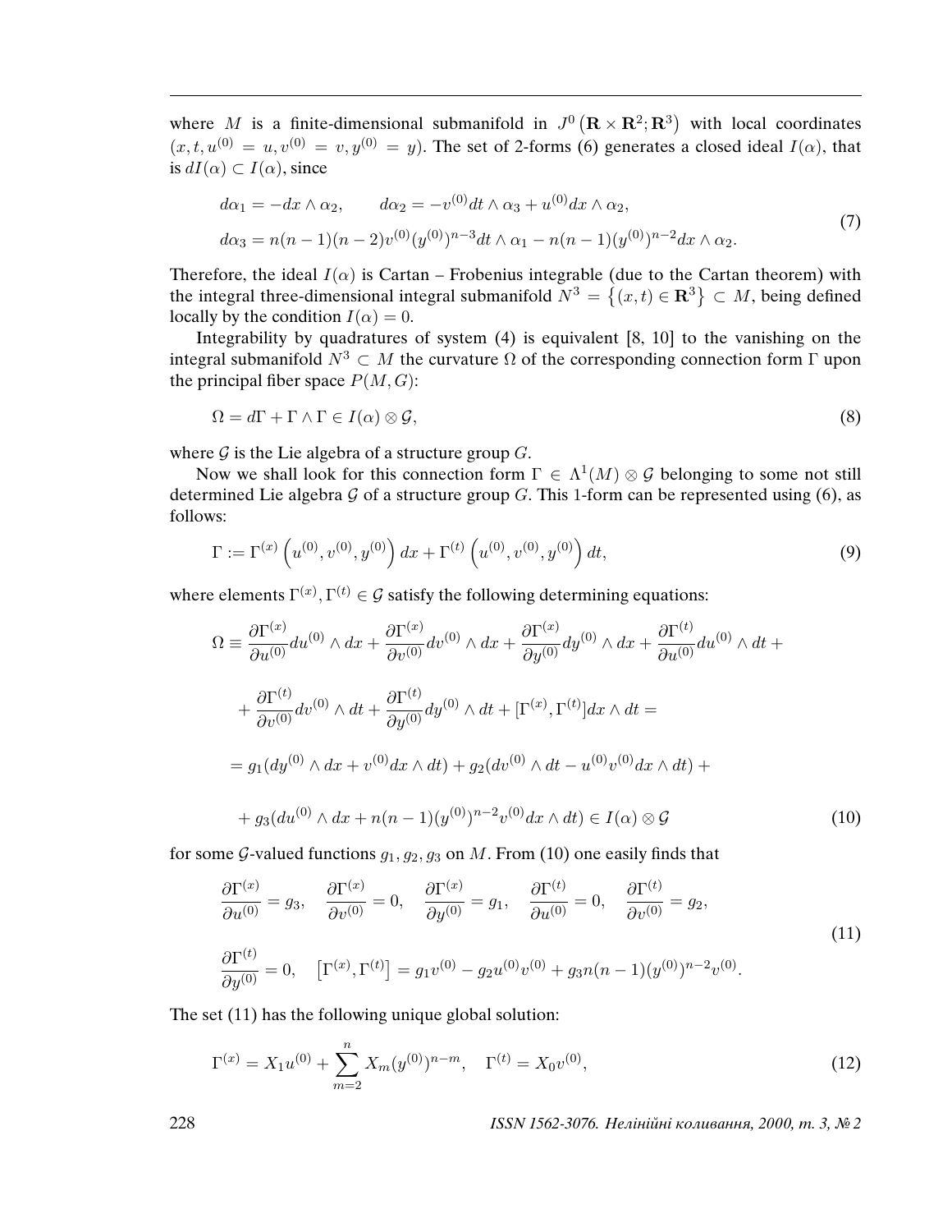where $M$ is a finite-dimensional submanifold in $J^0\left(\mathbf{R}\times\mathbf{R}^2;\mathbf{R}^3\right)$ with local coordinates $(x, t, u^{(0)} = u, v^{(0)} = v, y^{(0)} = y)$. The set of 2-forms (6) generates a closed ideal $I(\alpha)$, that is $dI(\alpha)\subset I(\alpha)$, since

$$
\begin{aligned}
&d\alpha_1 = -dx\wedge\alpha_2, \qquad d\alpha_2 = -v^{(0)}dt\wedge\alpha_3 + u^{(0)}dx\wedge\alpha_2,\\
&d\alpha_3 = n(n-1)(n-2)v^{(0)}(y^{(0)})^{n-3}dt\wedge\alpha_1 - n(n-1)(y^{(0)})^{n-2}dx\wedge\alpha_2.
\end{aligned}
\tag{7}
$$

Therefore, the ideal $I(\alpha)$ is Cartan – Frobenius integrable (due to the Cartan theorem) with the integral three-dimensional integral submanifold $N^3 = \left\{(x,t)\in\mathbf{R}^3\right\}\subset M$, being defined locally by the condition $I(\alpha)=0$.

Integrability by quadratures of system (4) is equivalent [8, 10] to the vanishing on the integral submanifold $N^3\subset M$ the curvature $\Omega$ of the corresponding connection form $\Gamma$ upon the principal fiber space $P(M,G)$:

$$
\Omega = d\Gamma + \Gamma\wedge\Gamma \in I(\alpha)\otimes\mathcal{G},
\tag{8}
$$

where $\mathcal{G}$ is the Lie algebra of a structure group $G$.

Now we shall look for this connection form $\Gamma\in\Lambda^1(M)\otimes\mathcal{G}$ belonging to some not still determined Lie algebra $\mathcal{G}$ of a structure group $G$. This 1-form can be represented using (6), as follows:

$$
\Gamma := \Gamma^{(x)}\left(u^{(0)}, v^{(0)}, y^{(0)}\right)dx + \Gamma^{(t)}\left(u^{(0)}, v^{(0)}, y^{(0)}\right)dt,
\tag{9}
$$

where elements $\Gamma^{(x)}, \Gamma^{(t)}\in\mathcal{G}$ satisfy the following determining equations:

$$
\begin{aligned}
\Omega \equiv\ & \frac{\partial\Gamma^{(x)}}{\partial u^{(0)}}du^{(0)}\wedge dx + \frac{\partial\Gamma^{(x)}}{\partial v^{(0)}}dv^{(0)}\wedge dx + \frac{\partial\Gamma^{(x)}}{\partial y^{(0)}}dy^{(0)}\wedge dx + \frac{\partial\Gamma^{(t)}}{\partial u^{(0)}}du^{(0)}\wedge dt +\\
&+ \frac{\partial\Gamma^{(t)}}{\partial v^{(0)}}dv^{(0)}\wedge dt + \frac{\partial\Gamma^{(t)}}{\partial y^{(0)}}dy^{(0)}\wedge dt + [\Gamma^{(x)},\Gamma^{(t)}]dx\wedge dt =\\
&= g_1(dy^{(0)}\wedge dx + v^{(0)}dx\wedge dt) + g_2(dv^{(0)}\wedge dt - u^{(0)}v^{(0)}dx\wedge dt) +\\
&+ g_3(du^{(0)}\wedge dx + n(n-1)(y^{(0)})^{n-2}v^{(0)}dx\wedge dt) \in I(\alpha)\otimes\mathcal{G}
\end{aligned}
\tag{10}
$$

for some $\mathcal{G}$-valued functions $g_1, g_2, g_3$ on $M$. From (10) one easily finds that

$$
\begin{aligned}
&\frac{\partial\Gamma^{(x)}}{\partial u^{(0)}} = g_3, \quad \frac{\partial\Gamma^{(x)}}{\partial v^{(0)}} = 0, \quad \frac{\partial\Gamma^{(x)}}{\partial y^{(0)}} = g_1, \quad \frac{\partial\Gamma^{(t)}}{\partial u^{(0)}} = 0, \quad \frac{\partial\Gamma^{(t)}}{\partial v^{(0)}} = g_2,\\
&\frac{\partial\Gamma^{(t)}}{\partial y^{(0)}} = 0, \quad \left[\Gamma^{(x)},\Gamma^{(t)}\right] = g_1v^{(0)} - g_2u^{(0)}v^{(0)} + g_3n(n-1)(y^{(0)})^{n-2}v^{(0)}.
\end{aligned}
\tag{11}
$$

The set (11) has the following unique global solution:

$$
\Gamma^{(x)} = X_1u^{(0)} + \sum_{m=2}^{n}X_m(y^{(0)})^{n-m}, \quad \Gamma^{(t)} = X_0v^{(0)},
\tag{12}
$$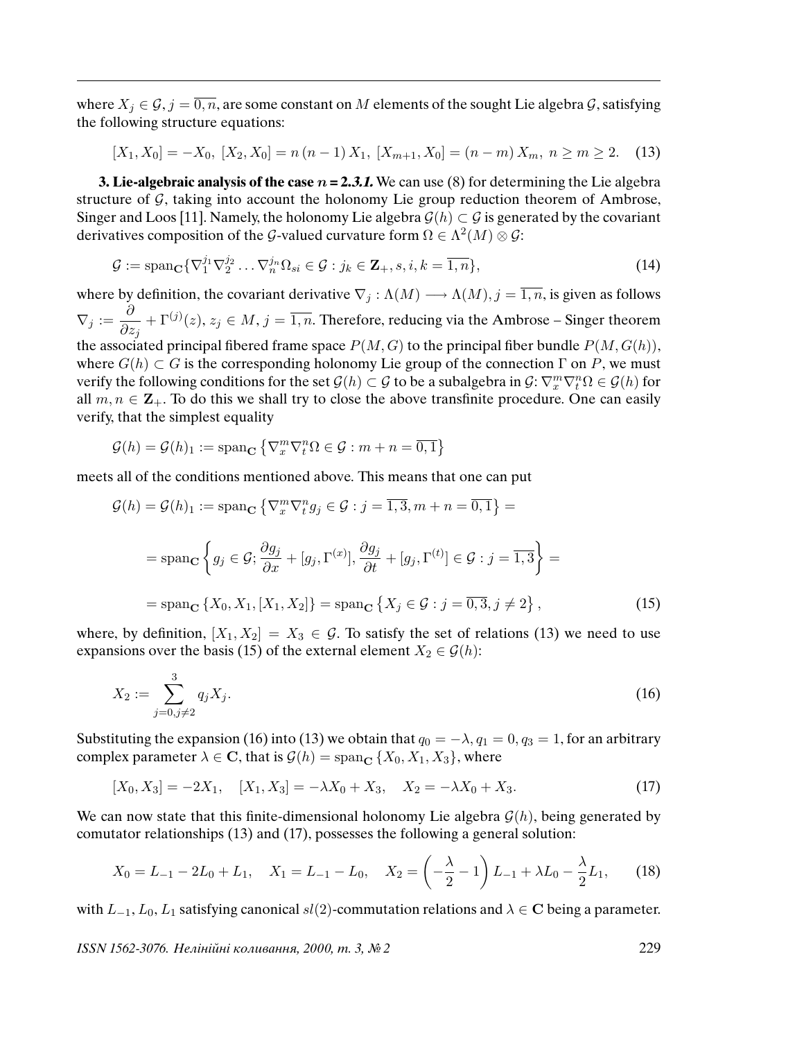where $X_j \in \mathcal{G}, j = \overline{0,n}$, are some constant on $M$ elements of the sought Lie algebra $\mathcal{G}$, satisfying the following structure equations:

$$[X_1, X_0] = -X_0,\ [X_2, X_0] = n\,(n-1)\,X_1,\ [X_{m+1}, X_0] = (n-m)\,X_m,\ n \geq m \geq 2. \quad (13)$$

**3. Lie-algebraic analysis of the case $n = 2$.*3.1.*** We can use (8) for determining the Lie algebra structure of $\mathcal{G}$, taking into account the holonomy Lie group reduction theorem of Ambrose, Singer and Loos [11]. Namely, the holonomy Lie algebra $\mathcal{G}(h) \subset \mathcal{G}$ is generated by the covariant derivatives composition of the $\mathcal{G}$-valued curvature form $\Omega \in \Lambda^2(M) \otimes \mathcal{G}$:

$$\mathcal{G} := \mathrm{span}_{\mathbf{C}}\{\nabla_1^{j_1}\nabla_2^{j_2}\ldots\nabla_n^{j_n}\Omega_{si} \in \mathcal{G} : j_k \in \mathbf{Z}_+, s, i, k = \overline{1,n}\}, \quad (14)$$

where by definition, the covariant derivative $\nabla_j : \Lambda(M) \longrightarrow \Lambda(M), j = \overline{1,n}$, is given as follows $\nabla_j := \dfrac{\partial}{\partial z_j} + \Gamma^{(j)}(z), z_j \in M, j = \overline{1,n}$. Therefore, reducing via the Ambrose – Singer theorem the associated principal fibered frame space $P(M, G)$ to the principal fiber bundle $P(M, G(h))$, where $G(h) \subset G$ is the corresponding holonomy Lie group of the connection $\Gamma$ on $P$, we must verify the following conditions for the set $\mathcal{G}(h) \subset \mathcal{G}$ to be a subalgebra in $\mathcal{G}$: $\nabla_x^m\nabla_t^n\Omega \in \mathcal{G}(h)$ for all $m, n \in \mathbf{Z}_+$. To do this we shall try to close the above transfinite procedure. One can easily verify, that the simplest equality

$$\mathcal{G}(h) = \mathcal{G}(h)_1 := \mathrm{span}_{\mathbf{C}}\left\{\nabla_x^m\nabla_t^n\Omega \in \mathcal{G} : m + n = \overline{0,1}\right\}$$

meets all of the conditions mentioned above. This means that one can put

$$\mathcal{G}(h) = \mathcal{G}(h)_1 := \mathrm{span}_{\mathbf{C}}\left\{\nabla_x^m\nabla_t^n g_j \in \mathcal{G} : j = \overline{1,3}, m + n = \overline{0,1}\right\} =$$

$$= \mathrm{span}_{\mathbf{C}}\left\{g_j \in \mathcal{G}; \frac{\partial g_j}{\partial x} + [g_j, \Gamma^{(x)}], \frac{\partial g_j}{\partial t} + [g_j, \Gamma^{(t)}] \in \mathcal{G} : j = \overline{1,3}\right\} =$$

$$= \mathrm{span}_{\mathbf{C}}\{X_0, X_1, [X_1, X_2]\} = \mathrm{span}_{\mathbf{C}}\left\{X_j \in \mathcal{G} : j = \overline{0,3}, j \neq 2\right\}, \quad (15)$$

where, by definition, $[X_1, X_2] = X_3 \in \mathcal{G}$. To satisfy the set of relations (13) we need to use expansions over the basis (15) of the external element $X_2 \in \mathcal{G}(h)$:

$$X_2 := \sum_{j=0, j\neq 2}^{3} q_j X_j. \quad (16)$$

Substituting the expansion (16) into (13) we obtain that $q_0 = -\lambda, q_1 = 0, q_3 = 1$, for an arbitrary complex parameter $\lambda \in \mathbf{C}$, that is $\mathcal{G}(h) = \mathrm{span}_{\mathbf{C}}\{X_0, X_1, X_3\}$, where

$$[X_0, X_3] = -2X_1, \quad [X_1, X_3] = -\lambda X_0 + X_3, \quad X_2 = -\lambda X_0 + X_3. \quad (17)$$

We can now state that this finite-dimensional holonomy Lie algebra $\mathcal{G}(h)$, being generated by comutator relationships (13) and (17), possesses the following a general solution:

$$X_0 = L_{-1} - 2L_0 + L_1, \quad X_1 = L_{-1} - L_0, \quad X_2 = \left(-\frac{\lambda}{2} - 1\right)L_{-1} + \lambda L_0 - \frac{\lambda}{2}L_1, \quad (18)$$

with $L_{-1}, L_0, L_1$ satisfying canonical $sl(2)$-commutation relations and $\lambda \in \mathbf{C}$ being a parameter.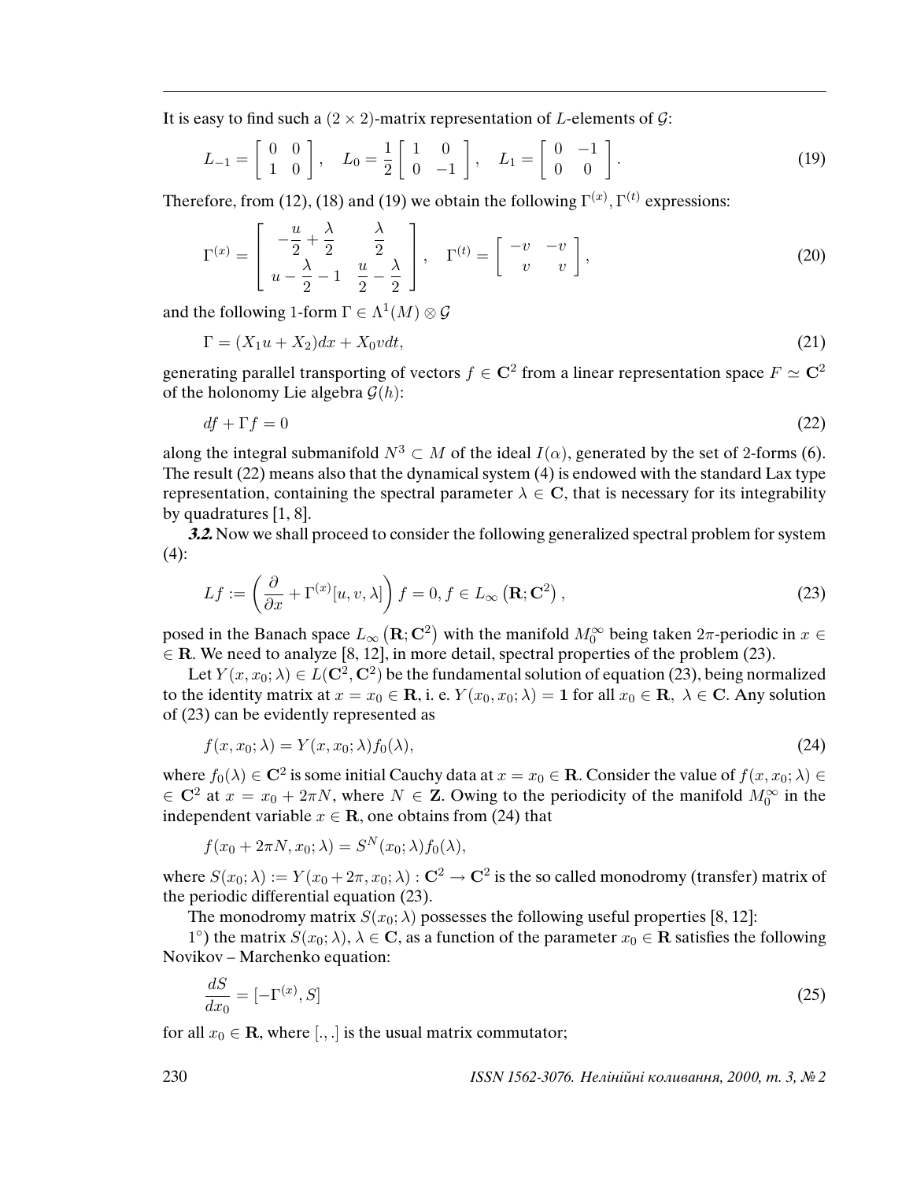It is easy to find such a $(2 \times 2)$-matrix representation of $L$-elements of $\mathcal{G}$:

$$L_{-1} = \begin{bmatrix} 0 & 0 \\ 1 & 0 \end{bmatrix}, \quad L_0 = \frac{1}{2}\begin{bmatrix} 1 & 0 \\ 0 & -1 \end{bmatrix}, \quad L_1 = \begin{bmatrix} 0 & -1 \\ 0 & 0 \end{bmatrix}. \tag{19}$$

Therefore, from (12), (18) and (19) we obtain the following $\Gamma^{(x)}, \Gamma^{(t)}$ expressions:

$$\Gamma^{(x)} = \begin{bmatrix} -\dfrac{u}{2} + \dfrac{\lambda}{2} & \dfrac{\lambda}{2} \\ u - \dfrac{\lambda}{2} - 1 & \dfrac{u}{2} - \dfrac{\lambda}{2} \end{bmatrix}, \quad \Gamma^{(t)} = \begin{bmatrix} -v & -v \\ v & v \end{bmatrix}, \tag{20}$$

and the following 1-form $\Gamma \in \Lambda^1(M) \otimes \mathcal{G}$

$$\Gamma = (X_1 u + X_2)dx + X_0 v dt, \tag{21}$$

generating parallel transporting of vectors $f \in \mathbf{C}^2$ from a linear representation space $F \simeq \mathbf{C}^2$ of the holonomy Lie algebra $\mathcal{G}(h)$:

$$df + \Gamma f = 0 \tag{22}$$

along the integral submanifold $N^3 \subset M$ of the ideal $I(\alpha)$, generated by the set of 2-forms (6). The result (22) means also that the dynamical system (4) is endowed with the standard Lax type representation, containing the spectral parameter $\lambda \in \mathbf{C}$, that is necessary for its integrability by quadratures [1, 8].

***3.2.*** Now we shall proceed to consider the following generalized spectral problem for system (4):

$$Lf := \left(\frac{\partial}{\partial x} + \Gamma^{(x)}[u, v, \lambda]\right) f = 0, f \in L_\infty\left(\mathbf{R}; \mathbf{C}^2\right), \tag{23}$$

posed in the Banach space $L_\infty\left(\mathbf{R}; \mathbf{C}^2\right)$ with the manifold $M_0^\infty$ being taken $2\pi$-periodic in $x \in \mathbf{R}$. We need to analyze [8, 12], in more detail, spectral properties of the problem (23).

Let $Y(x, x_0; \lambda) \in L(\mathbf{C}^2, \mathbf{C}^2)$ be the fundamental solution of equation (23), being normalized to the identity matrix at $x = x_0 \in \mathbf{R}$, i. e. $Y(x_0, x_0; \lambda) = \mathbf{1}$ for all $x_0 \in \mathbf{R}$, $\lambda \in \mathbf{C}$. Any solution of (23) can be evidently represented as

$$f(x, x_0; \lambda) = Y(x, x_0; \lambda) f_0(\lambda), \tag{24}$$

where $f_0(\lambda) \in \mathbf{C}^2$ is some initial Cauchy data at $x = x_0 \in \mathbf{R}$. Consider the value of $f(x, x_0; \lambda) \in \mathbf{C}^2$ at $x = x_0 + 2\pi N$, where $N \in \mathbf{Z}$. Owing to the periodicity of the manifold $M_0^\infty$ in the independent variable $x \in \mathbf{R}$, one obtains from (24) that

$$f(x_0 + 2\pi N, x_0; \lambda) = S^N(x_0; \lambda) f_0(\lambda),$$

where $S(x_0; \lambda) := Y(x_0 + 2\pi, x_0; \lambda) : \mathbf{C}^2 \to \mathbf{C}^2$ is the so called monodromy (transfer) matrix of the periodic differential equation (23).

The monodromy matrix $S(x_0; \lambda)$ possesses the following useful properties [8, 12]:

1°) the matrix $S(x_0; \lambda)$, $\lambda \in \mathbf{C}$, as a function of the parameter $x_0 \in \mathbf{R}$ satisfies the following Novikov – Marchenko equation:

$$\frac{dS}{dx_0} = [-\Gamma^{(x)}, S] \tag{25}$$

for all $x_0 \in \mathbf{R}$, where $[.,.]$ is the usual matrix commutator;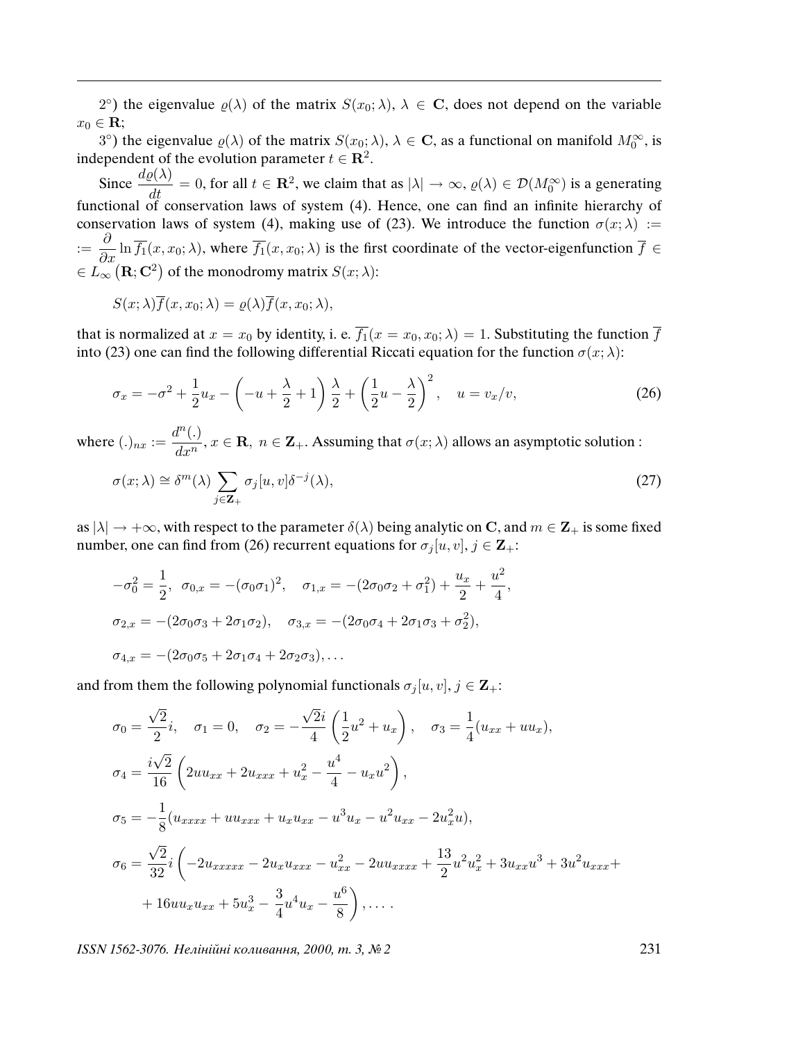2°) the eigenvalue $\varrho(\lambda)$ of the matrix $S(x_0;\lambda)$, $\lambda \in \mathbf{C}$, does not depend on the variable $x_0 \in \mathbf{R}$;

3°) the eigenvalue $\varrho(\lambda)$ of the matrix $S(x_0;\lambda)$, $\lambda \in \mathbf{C}$, as a functional on manifold $M_0^\infty$, is independent of the evolution parameter $t \in \mathbf{R}^2$.

Since $\dfrac{d\varrho(\lambda)}{dt} = 0$, for all $t \in \mathbf{R}^2$, we claim that as $|\lambda| \to \infty$, $\varrho(\lambda) \in \mathcal{D}(M_0^\infty)$ is a generating functional of conservation laws of system (4). Hence, one can find an infinite hierarchy of conservation laws of system (4), making use of (23). We introduce the function $\sigma(x;\lambda) := \dfrac{\partial}{\partial x} \ln \overline{f_1}(x, x_0; \lambda)$, where $\overline{f_1}(x, x_0; \lambda)$ is the first coordinate of the vector-eigenfunction $\overline{f} \in L_\infty\left(\mathbf{R}; \mathbf{C}^2\right)$ of the monodromy matrix $S(x;\lambda)$:

$$S(x;\lambda)\overline{f}(x, x_0; \lambda) = \varrho(\lambda)\overline{f}(x, x_0; \lambda),$$

that is normalized at $x = x_0$ by identity, i. e. $\overline{f_1}(x = x_0, x_0; \lambda) = 1$. Substituting the function $\overline{f}$ into (23) one can find the following differential Riccati equation for the function $\sigma(x;\lambda)$:

$$\sigma_x = -\sigma^2 + \frac{1}{2}u_x - \left(-u + \frac{\lambda}{2} + 1\right)\frac{\lambda}{2} + \left(\frac{1}{2}u - \frac{\lambda}{2}\right)^2, \quad u = v_x/v, \tag{26}$$

where $(.)_{nx} := \dfrac{d^n(.)}{dx^n}$, $x \in \mathbf{R}$, $n \in \mathbf{Z}_+$. Assuming that $\sigma(x;\lambda)$ allows an asymptotic solution :

$$\sigma(x;\lambda) \cong \delta^m(\lambda) \sum_{j \in \mathbf{Z}_+} \sigma_j[u,v]\delta^{-j}(\lambda), \tag{27}$$

as $|\lambda| \to +\infty$, with respect to the parameter $\delta(\lambda)$ being analytic on $\mathbf{C}$, and $m \in \mathbf{Z}_+$ is some fixed number, one can find from (26) recurrent equations for $\sigma_j[u,v]$, $j \in \mathbf{Z}_+$:

$$-\sigma_0^2 = \frac{1}{2}, \quad \sigma_{0,x} = -(\sigma_0\sigma_1)^2, \quad \sigma_{1,x} = -(2\sigma_0\sigma_2 + \sigma_1^2) + \frac{u_x}{2} + \frac{u^2}{4},$$

$$\sigma_{2,x} = -(2\sigma_0\sigma_3 + 2\sigma_1\sigma_2), \quad \sigma_{3,x} = -(2\sigma_0\sigma_4 + 2\sigma_1\sigma_3 + \sigma_2^2),$$

$$\sigma_{4,x} = -(2\sigma_0\sigma_5 + 2\sigma_1\sigma_4 + 2\sigma_2\sigma_3), \ldots$$

and from them the following polynomial functionals $\sigma_j[u,v]$, $j \in \mathbf{Z}_+$:

$$\sigma_0 = \frac{\sqrt{2}}{2}i, \quad \sigma_1 = 0, \quad \sigma_2 = -\frac{\sqrt{2}i}{4}\left(\frac{1}{2}u^2 + u_x\right), \quad \sigma_3 = \frac{1}{4}(u_{xx} + uu_x),$$

$$\sigma_4 = \frac{i\sqrt{2}}{16}\left(2uu_{xx} + 2u_{xxx} + u_x^2 - \frac{u^4}{4} - u_xu^2\right),$$

$$\sigma_5 = -\frac{1}{8}(u_{xxxx} + uu_{xxx} + u_xu_{xx} - u^3u_x - u^2u_{xx} - 2u_x^2u),$$

$$\sigma_6 = \frac{\sqrt{2}}{32}i\left(-2u_{xxxxx} - 2u_xu_{xxx} - u_{xx}^2 - 2uu_{xxxx} + \frac{13}{2}u^2u_x^2 + 3u_{xx}u^3 + 3u^2u_{xxx} + \right.$$
$$\left. + 16uu_xu_{xx} + 5u_x^3 - \frac{3}{4}u^4u_x - \frac{u^6}{8}\right), \ldots .$$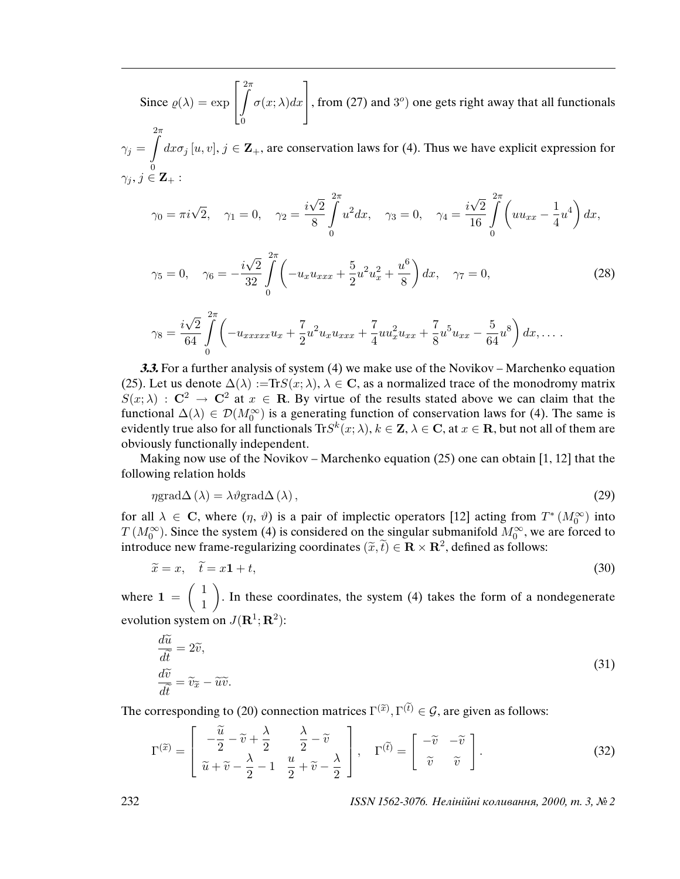Since $\varrho(\lambda) = \exp\left[\int\limits_0^{2\pi} \sigma(x;\lambda)dx\right]$, from (27) and $3^o$) one gets right away that all functionals $\gamma_j = \int\limits_0^{2\pi} dx\sigma_j[u,v]$, $j \in \mathbf{Z}_+$, are conservation laws for (4). Thus we have explicit expression for $\gamma_j, j \in \mathbf{Z}_+$ :

$$
\gamma_0 = \pi i\sqrt{2}, \quad \gamma_1 = 0, \quad \gamma_2 = \frac{i\sqrt{2}}{8}\int\limits_0^{2\pi} u^2 dx, \quad \gamma_3 = 0, \quad \gamma_4 = \frac{i\sqrt{2}}{16}\int\limits_0^{2\pi}\left(uu_{xx} - \frac{1}{4}u^4\right)dx,
$$

$$
\gamma_5 = 0, \quad \gamma_6 = -\frac{i\sqrt{2}}{32}\int\limits_0^{2\pi}\left(-u_x u_{xxx} + \frac{5}{2}u^2u_x^2 + \frac{u^6}{8}\right)dx, \quad \gamma_7 = 0, \tag{28}
$$

$$
\gamma_8 = \frac{i\sqrt{2}}{64}\int\limits_0^{2\pi}\left(-u_{xxxxx}u_x + \frac{7}{2}u^2u_xu_{xxx} + \frac{7}{4}uu_x^2u_{xx} + \frac{7}{8}u^5u_{xx} - \frac{5}{64}u^8\right)dx, \ldots .
$$

***3.3.*** For a further analysis of system (4) we make use of the Novikov – Marchenko equation (25). Let us denote $\Delta(\lambda) := \mathrm{Tr}S(x;\lambda)$, $\lambda \in \mathbf{C}$, as a normalized trace of the monodromy matrix $S(x;\lambda) : \mathbf{C}^2 \to \mathbf{C}^2$ at $x \in \mathbf{R}$. By virtue of the results stated above we can claim that the functional $\Delta(\lambda) \in \mathcal{D}(M_0^\infty)$ is a generating function of conservation laws for (4). The same is evidently true also for all functionals $\mathrm{Tr}S^k(x;\lambda)$, $k \in \mathbf{Z}$, $\lambda \in \mathbf{C}$, at $x \in \mathbf{R}$, but not all of them are obviously functionally independent.

Making now use of the Novikov – Marchenko equation (25) one can obtain [1, 12] that the following relation holds

$$
\eta\,\mathrm{grad}\Delta(\lambda) = \lambda\vartheta\,\mathrm{grad}\Delta(\lambda), \tag{29}
$$

for all $\lambda \in \mathbf{C}$, where $(\eta, \vartheta)$ is a pair of implectic operators [12] acting from $T^*(M_0^\infty)$ into $T(M_0^\infty)$. Since the system (4) is considered on the singular submanifold $M_0^\infty$, we are forced to introduce new frame-regularizing coordinates $(\widetilde{x}, \widetilde{t}) \in \mathbf{R} \times \mathbf{R}^2$, defined as follows:

$$
\widetilde{x} = x, \quad \widetilde{t} = x\mathbf{1} + t, \tag{30}
$$

where $\mathbf{1} = \begin{pmatrix} 1 \\ 1 \end{pmatrix}$. In these coordinates, the system (4) takes the form of a nondegenerate evolution system on $J(\mathbf{R}^1; \mathbf{R}^2)$:

$$
\begin{aligned}
\frac{d\widetilde{u}}{d\widetilde{t}} &= 2\widetilde{v}, \\
\frac{d\widetilde{v}}{d\widetilde{t}} &= \widetilde{v}_{\widetilde{x}} - \widetilde{u}\widetilde{v}.
\end{aligned} \tag{31}
$$

The corresponding to (20) connection matrices $\Gamma^{(\widetilde{x})}, \Gamma^{(\widetilde{t})} \in \mathcal{G}$, are given as follows:

$$
\Gamma^{(\widetilde{x})} = \begin{bmatrix} -\dfrac{\widetilde{u}}{2} - \widetilde{v} + \dfrac{\lambda}{2} & \dfrac{\lambda}{2} - \widetilde{v} \\ \widetilde{u} + \widetilde{v} - \dfrac{\lambda}{2} - 1 & \dfrac{u}{2} + \widetilde{v} - \dfrac{\lambda}{2} \end{bmatrix}, \quad \Gamma^{(\widetilde{t})} = \begin{bmatrix} -\widetilde{v} & -\widetilde{v} \\ \widetilde{v} & \widetilde{v} \end{bmatrix}. \tag{32}
$$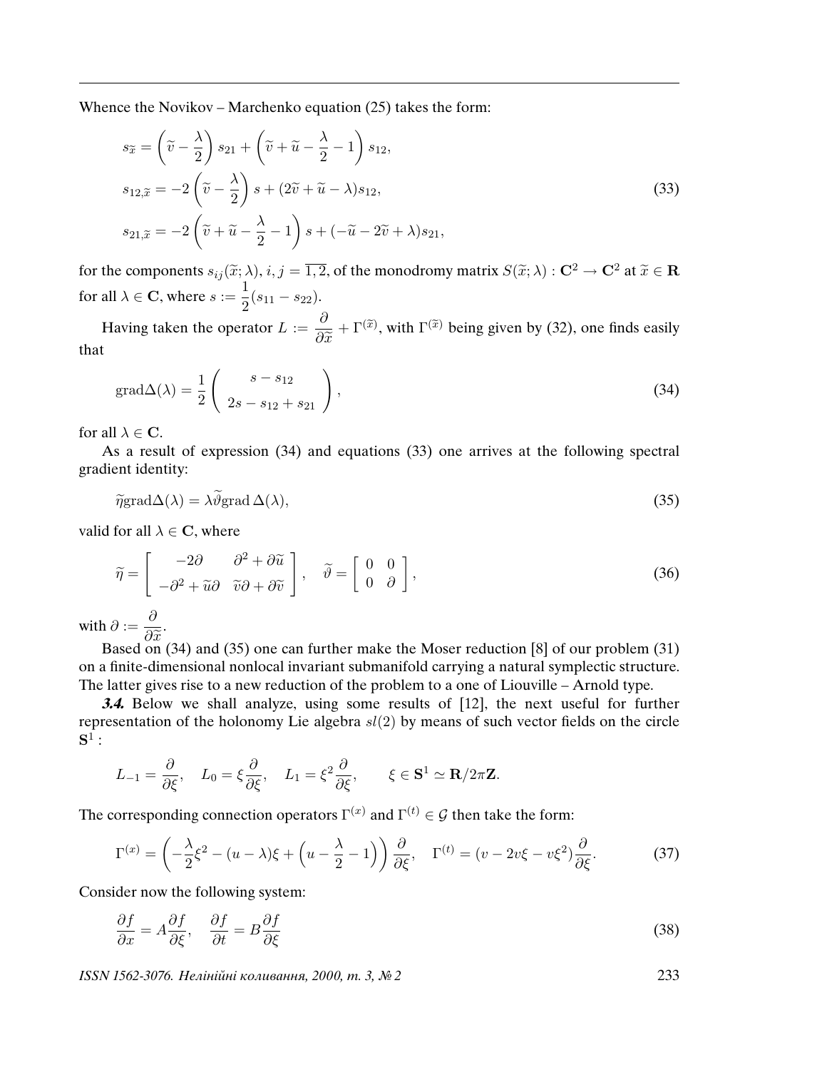Whence the Novikov – Marchenko equation (25) takes the form:

$$
\begin{aligned}
s_{\widetilde{x}} &= \left(\widetilde{v} - \frac{\lambda}{2}\right) s_{21} + \left(\widetilde{v} + \widetilde{u} - \frac{\lambda}{2} - 1\right) s_{12},\\
s_{12,\widetilde{x}} &= -2\left(\widetilde{v} - \frac{\lambda}{2}\right) s + (2\widetilde{v} + \widetilde{u} - \lambda) s_{12},\\
s_{21,\widetilde{x}} &= -2\left(\widetilde{v} + \widetilde{u} - \frac{\lambda}{2} - 1\right) s + (-\widetilde{u} - 2\widetilde{v} + \lambda) s_{21},
\end{aligned}
\tag{33}
$$

for the components $s_{ij}(\widetilde{x};\lambda)$, $i,j = \overline{1,2}$, of the monodromy matrix $S(\widetilde{x};\lambda) : \mathbf{C}^2 \to \mathbf{C}^2$ at $\widetilde{x} \in \mathbf{R}$ for all $\lambda \in \mathbf{C}$, where $s := \dfrac{1}{2}(s_{11} - s_{22})$.

Having taken the operator $L := \dfrac{\partial}{\partial \widetilde{x}} + \Gamma^{(\widetilde{x})}$, with $\Gamma^{(\widetilde{x})}$ being given by (32), one finds easily that

$$
\operatorname{grad}\Delta(\lambda) = \frac{1}{2}\left(\begin{array}{c} s - s_{12} \\ 2s - s_{12} + s_{21} \end{array}\right),
\tag{34}
$$

for all $\lambda \in \mathbf{C}$.

As a result of expression (34) and equations (33) one arrives at the following spectral gradient identity:

$$
\widetilde{\eta}\operatorname{grad}\Delta(\lambda) = \lambda\widetilde{\vartheta}\operatorname{grad}\Delta(\lambda),
\tag{35}
$$

valid for all $\lambda \in \mathbf{C}$, where

$$
\widetilde{\eta} = \left[\begin{array}{cc} -2\partial & \partial^2 + \partial\widetilde{u} \\ -\partial^2 + \widetilde{u}\partial & \widetilde{v}\partial + \partial\widetilde{v} \end{array}\right], \quad \widetilde{\vartheta} = \left[\begin{array}{cc} 0 & 0 \\ 0 & \partial \end{array}\right],
\tag{36}
$$

with $\partial := \dfrac{\partial}{\partial \widetilde{x}}$.

Based on (34) and (35) one can further make the Moser reduction [8] of our problem (31) on a finite-dimensional nonlocal invariant submanifold carrying a natural symplectic structure. The latter gives rise to a new reduction of the problem to a one of Liouville – Arnold type.

***3.4.*** Below we shall analyze, using some results of [12], the next useful for further representation of the holonomy Lie algebra $sl(2)$ by means of such vector fields on the circle $\mathbf{S}^1$ :

$$
L_{-1} = \frac{\partial}{\partial \xi}, \quad L_0 = \xi\frac{\partial}{\partial \xi}, \quad L_1 = \xi^2\frac{\partial}{\partial \xi}, \qquad \xi \in \mathbf{S}^1 \simeq \mathbf{R}/2\pi\mathbf{Z}.
$$

The corresponding connection operators $\Gamma^{(x)}$ and $\Gamma^{(t)} \in \mathcal{G}$ then take the form:

$$
\Gamma^{(x)} = \left(-\frac{\lambda}{2}\xi^2 - (u - \lambda)\xi + \left(u - \frac{\lambda}{2} - 1\right)\right)\frac{\partial}{\partial \xi}, \quad \Gamma^{(t)} = (v - 2v\xi - v\xi^2)\frac{\partial}{\partial \xi}.
\tag{37}
$$

Consider now the following system:

$$
\frac{\partial f}{\partial x} = A\frac{\partial f}{\partial \xi}, \quad \frac{\partial f}{\partial t} = B\frac{\partial f}{\partial \xi}
\tag{38}
$$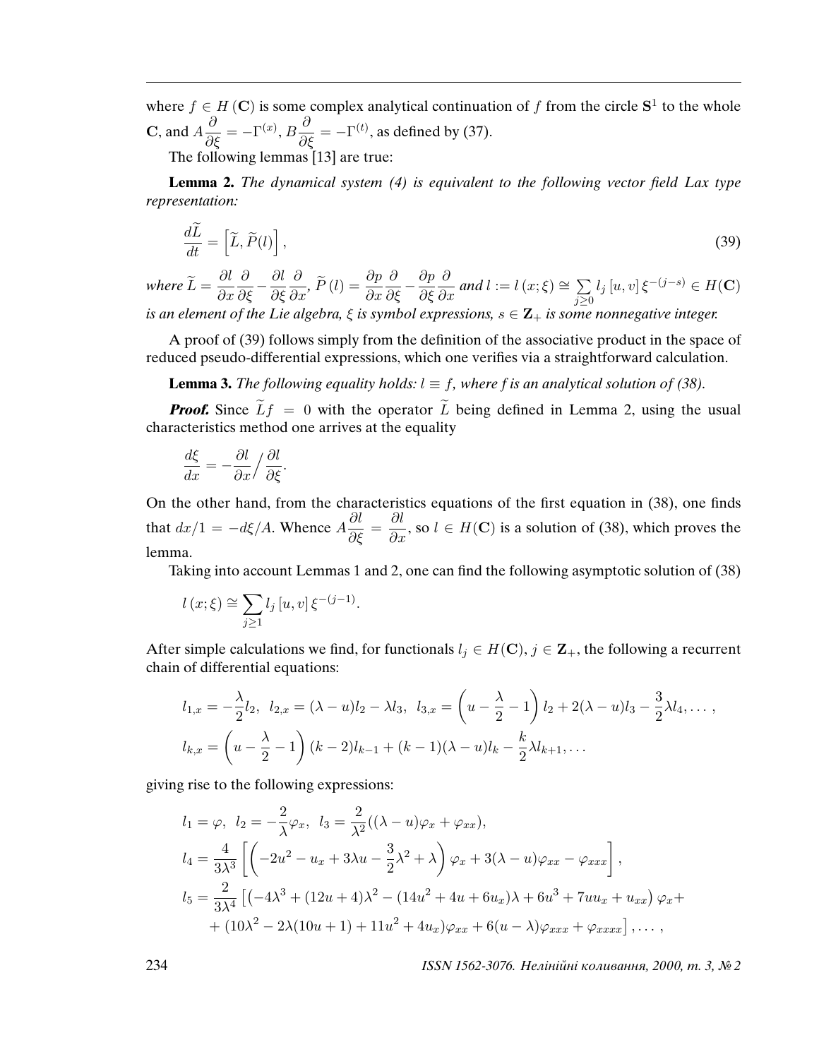where $f \in H(\mathbf{C})$ is some complex analytical continuation of $f$ from the circle $\mathbf{S}^1$ to the whole $\mathbf{C}$, and $A\dfrac{\partial}{\partial \xi} = -\Gamma^{(x)}$, $B\dfrac{\partial}{\partial \xi} = -\Gamma^{(t)}$, as defined by (37).

The following lemmas [13] are true:

**Lemma 2.** *The dynamical system (4) is equivalent to the following vector field Lax type representation:*

$$\frac{d\widetilde{L}}{dt} = \left[\widetilde{L}, \widetilde{P}(l)\right], \tag{39}$$

*where* $\widetilde{L} = \dfrac{\partial l}{\partial x}\dfrac{\partial}{\partial \xi} - \dfrac{\partial l}{\partial \xi}\dfrac{\partial}{\partial x}$, $\widetilde{P}(l) = \dfrac{\partial p}{\partial x}\dfrac{\partial}{\partial \xi} - \dfrac{\partial p}{\partial \xi}\dfrac{\partial}{\partial x}$ *and* $l := l(x;\xi) \cong \sum\limits_{j\geq 0} l_j[u,v]\,\xi^{-(j-s)} \in H(\mathbf{C})$ *is an element of the Lie algebra,* $\xi$ *is symbol expressions,* $s \in \mathbf{Z}_+$ *is some nonnegative integer.*

A proof of (39) follows simply from the definition of the associative product in the space of reduced pseudo-differential expressions, which one verifies via a straightforward calculation.

**Lemma 3.** *The following equality holds:* $l \equiv f$, *where* $f$ *is an analytical solution of (38).*

***Proof.*** Since $\widetilde{L}f = 0$ with the operator $\widetilde{L}$ being defined in Lemma 2, using the usual characteristics method one arrives at the equality

$$\frac{d\xi}{dx} = -\frac{\partial l}{\partial x}\Big/\frac{\partial l}{\partial \xi}.$$

On the other hand, from the characteristics equations of the first equation in (38), one finds that $dx/1 = -d\xi/A$. Whence $A\dfrac{\partial l}{\partial \xi} = \dfrac{\partial l}{\partial x}$, so $l \in H(\mathbf{C})$ is a solution of (38), which proves the lemma.

Taking into account Lemmas 1 and 2, one can find the following asymptotic solution of (38)

$$l(x;\xi) \cong \sum_{j\geq 1} l_j[u,v]\,\xi^{-(j-1)}.$$

After simple calculations we find, for functionals $l_j \in H(\mathbf{C})$, $j \in \mathbf{Z}_+$, the following a recurrent chain of differential equations:

$$l_{1,x} = -\frac{\lambda}{2}l_2,\ \ l_{2,x} = (\lambda-u)l_2 - \lambda l_3,\ \ l_{3,x} = \left(u - \frac{\lambda}{2} - 1\right)l_2 + 2(\lambda-u)l_3 - \frac{3}{2}\lambda l_4, \ldots,$$
$$l_{k,x} = \left(u - \frac{\lambda}{2} - 1\right)(k-2)l_{k-1} + (k-1)(\lambda-u)l_k - \frac{k}{2}\lambda l_{k+1}, \ldots$$

giving rise to the following expressions:

$$l_1 = \varphi,\ \ l_2 = -\frac{2}{\lambda}\varphi_x,\ \ l_3 = \frac{2}{\lambda^2}((\lambda-u)\varphi_x + \varphi_{xx}),$$
$$l_4 = \frac{4}{3\lambda^3}\left[\left(-2u^2 - u_x + 3\lambda u - \frac{3}{2}\lambda^2 + \lambda\right)\varphi_x + 3(\lambda-u)\varphi_{xx} - \varphi_{xxx}\right],$$
$$l_5 = \frac{2}{3\lambda^4}\left[\left(-4\lambda^3 + (12u+4)\lambda^2 - (14u^2 + 4u + 6u_x)\lambda + 6u^3 + 7uu_x + u_{xx}\right)\varphi_x + \right.$$
$$\left. + (10\lambda^2 - 2\lambda(10u+1) + 11u^2 + 4u_x)\varphi_{xx} + 6(u-\lambda)\varphi_{xxx} + \varphi_{xxxx}\right], \ldots,$$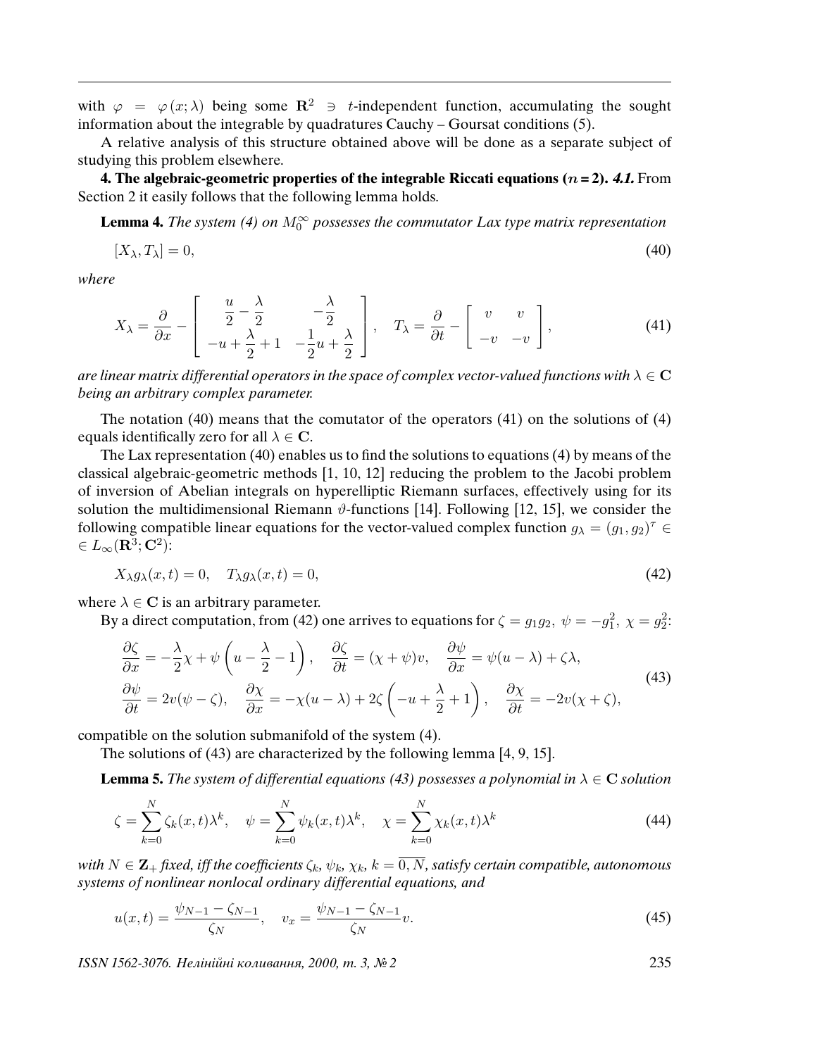with $\varphi = \varphi(x;\lambda)$ being some $\mathbf{R}^2 \ni t$-independent function, accumulating the sought information about the integrable by quadratures Cauchy – Goursat conditions (5).

A relative analysis of this structure obtained above will be done as a separate subject of studying this problem elsewhere.

**4. The algebraic-geometric properties of the integrable Riccati equations ($n = 2$).** ***4.1.*** From Section 2 it easily follows that the following lemma holds.

**Lemma 4.** *The system (4) on $M_0^\infty$ possesses the commutator Lax type matrix representation*

$$[X_\lambda, T_\lambda] = 0, \tag{40}$$

*where*

$$X_\lambda = \frac{\partial}{\partial x} - \begin{bmatrix} \dfrac{u}{2} - \dfrac{\lambda}{2} & -\dfrac{\lambda}{2} \\ -u + \dfrac{\lambda}{2} + 1 & -\dfrac{1}{2}u + \dfrac{\lambda}{2} \end{bmatrix}, \quad T_\lambda = \frac{\partial}{\partial t} - \begin{bmatrix} v & v \\ -v & -v \end{bmatrix}, \tag{41}$$

*are linear matrix differential operators in the space of complex vector-valued functions with $\lambda \in \mathbf{C}$ being an arbitrary complex parameter.*

The notation (40) means that the comutator of the operators (41) on the solutions of (4) equals identically zero for all $\lambda \in \mathbf{C}$.

The Lax representation (40) enables us to find the solutions to equations (4) by means of the classical algebraic-geometric methods [1, 10, 12] reducing the problem to the Jacobi problem of inversion of Abelian integrals on hyperelliptic Riemann surfaces, effectively using for its solution the multidimensional Riemann $\vartheta$-functions [14]. Following [12, 15], we consider the following compatible linear equations for the vector-valued complex function $g_\lambda = (g_1, g_2)^\tau \in L_\infty(\mathbf{R}^3; \mathbf{C}^2)$:

$$X_\lambda g_\lambda(x,t) = 0, \quad T_\lambda g_\lambda(x,t) = 0, \tag{42}$$

where $\lambda \in \mathbf{C}$ is an arbitrary parameter.

By a direct computation, from (42) one arrives to equations for $\zeta = g_1 g_2,\ \psi = -g_1^2,\ \chi = g_2^2$:

$$\begin{gathered} \frac{\partial \zeta}{\partial x} = -\frac{\lambda}{2}\chi + \psi\left(u - \frac{\lambda}{2} - 1\right), \quad \frac{\partial \zeta}{\partial t} = (\chi + \psi)v, \quad \frac{\partial \psi}{\partial x} = \psi(u - \lambda) + \zeta\lambda, \\ \frac{\partial \psi}{\partial t} = 2v(\psi - \zeta), \quad \frac{\partial \chi}{\partial x} = -\chi(u - \lambda) + 2\zeta\left(-u + \frac{\lambda}{2} + 1\right), \quad \frac{\partial \chi}{\partial t} = -2v(\chi + \zeta), \end{gathered} \tag{43}$$

compatible on the solution submanifold of the system (4).

The solutions of (43) are characterized by the following lemma [4, 9, 15].

**Lemma 5.** *The system of differential equations (43) possesses a polynomial in $\lambda \in \mathbf{C}$ solution*

$$\zeta = \sum_{k=0}^{N} \zeta_k(x,t)\lambda^k, \quad \psi = \sum_{k=0}^{N} \psi_k(x,t)\lambda^k, \quad \chi = \sum_{k=0}^{N} \chi_k(x,t)\lambda^k \tag{44}$$

*with $N \in \mathbf{Z}_+$ fixed, iff the coefficients $\zeta_k$, $\psi_k$, $\chi_k$, $k = \overline{0, N}$, satisfy certain compatible, autonomous systems of nonlinear nonlocal ordinary differential equations, and*

$$u(x,t) = \frac{\psi_{N-1} - \zeta_{N-1}}{\zeta_N}, \quad v_x = \frac{\psi_{N-1} - \zeta_{N-1}}{\zeta_N} v. \tag{45}$$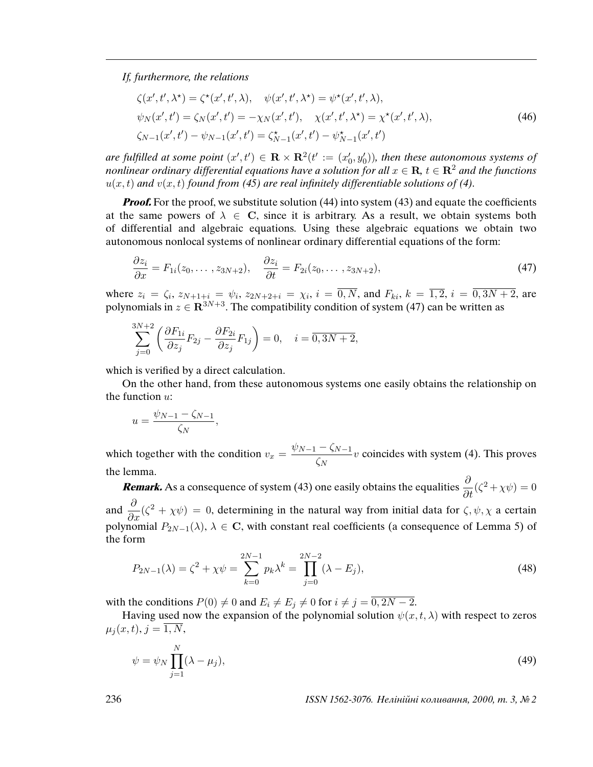*If, furthermore, the relations*

$$
\begin{aligned}
&\zeta(x', t', \lambda^\star) = \zeta^\star(x', t', \lambda), \quad \psi(x', t', \lambda^\star) = \psi^\star(x', t', \lambda), \\
&\psi_N(x', t') = \zeta_N(x', t') = -\chi_N(x', t'), \quad \chi(x', t', \lambda^\star) = \chi^\star(x', t', \lambda), \\
&\zeta_{N-1}(x', t') - \psi_{N-1}(x', t') = \zeta^\star_{N-1}(x', t') - \psi^\star_{N-1}(x', t')
\end{aligned}
\tag{46}
$$

*are fulfilled at some point* $(x', t') \in \mathbf{R} \times \mathbf{R}^2 (t' := (x'_0, y'_0))$*, then these autonomous systems of nonlinear ordinary differential equations have a solution for all* $x \in \mathbf{R}$*,* $t \in \mathbf{R}^2$ *and the functions* $u(x,t)$ *and* $v(x,t)$ *found from (45) are real infinitely differentiable solutions of (4).*

***Proof.*** For the proof, we substitute solution (44) into system (43) and equate the coefficients at the same powers of $\lambda \in \mathbf{C}$, since it is arbitrary. As a result, we obtain systems both of differential and algebraic equations. Using these algebraic equations we obtain two autonomous nonlocal systems of nonlinear ordinary differential equations of the form:

$$
\frac{\partial z_i}{\partial x} = F_{1i}(z_0, \ldots, z_{3N+2}), \quad \frac{\partial z_i}{\partial t} = F_{2i}(z_0, \ldots, z_{3N+2}),
\tag{47}
$$

where $z_i = \zeta_i$, $z_{N+1+i} = \psi_i$, $z_{2N+2+i} = \chi_i$, $i = \overline{0, N}$, and $F_{ki}$, $k = \overline{1,2}$, $i = \overline{0, 3N+2}$, are polynomials in $z \in \mathbf{R}^{3N+3}$. The compatibility condition of system (47) can be written as

$$
\sum_{j=0}^{3N+2} \left( \frac{\partial F_{1i}}{\partial z_j} F_{2j} - \frac{\partial F_{2i}}{\partial z_j} F_{1j} \right) = 0, \quad i = \overline{0, 3N+2},
$$

which is verified by a direct calculation.

On the other hand, from these autonomous systems one easily obtains the relationship on the function $u$:

$$
u = \frac{\psi_{N-1} - \zeta_{N-1}}{\zeta_N},
$$

which together with the condition $v_x = \dfrac{\psi_{N-1} - \zeta_{N-1}}{\zeta_N} v$ coincides with system (4). This proves the lemma.

***Remark.*** As a consequence of system (43) one easily obtains the equalities $\dfrac{\partial}{\partial t}(\zeta^2 + \chi\psi) = 0$ and $\dfrac{\partial}{\partial x}(\zeta^2 + \chi\psi) = 0$, determining in the natural way from initial data for $\zeta, \psi, \chi$ a certain polynomial $P_{2N-1}(\lambda)$, $\lambda \in \mathbf{C}$, with constant real coefficients (a consequence of Lemma 5) of the form

$$
P_{2N-1}(\lambda) = \zeta^2 + \chi\psi = \sum_{k=0}^{2N-1} p_k \lambda^k = \prod_{j=0}^{2N-2} (\lambda - E_j),
\tag{48}
$$

with the conditions $P(0) \neq 0$ and $E_i \neq E_j \neq 0$ for $i \neq j = \overline{0, 2N-2}$.

Having used now the expansion of the polynomial solution $\psi(x, t, \lambda)$ with respect to zeros $\mu_j(x,t)$, $j = \overline{1, N}$,

$$
\psi = \psi_N \prod_{j=1}^{N} (\lambda - \mu_j),
\tag{49}
$$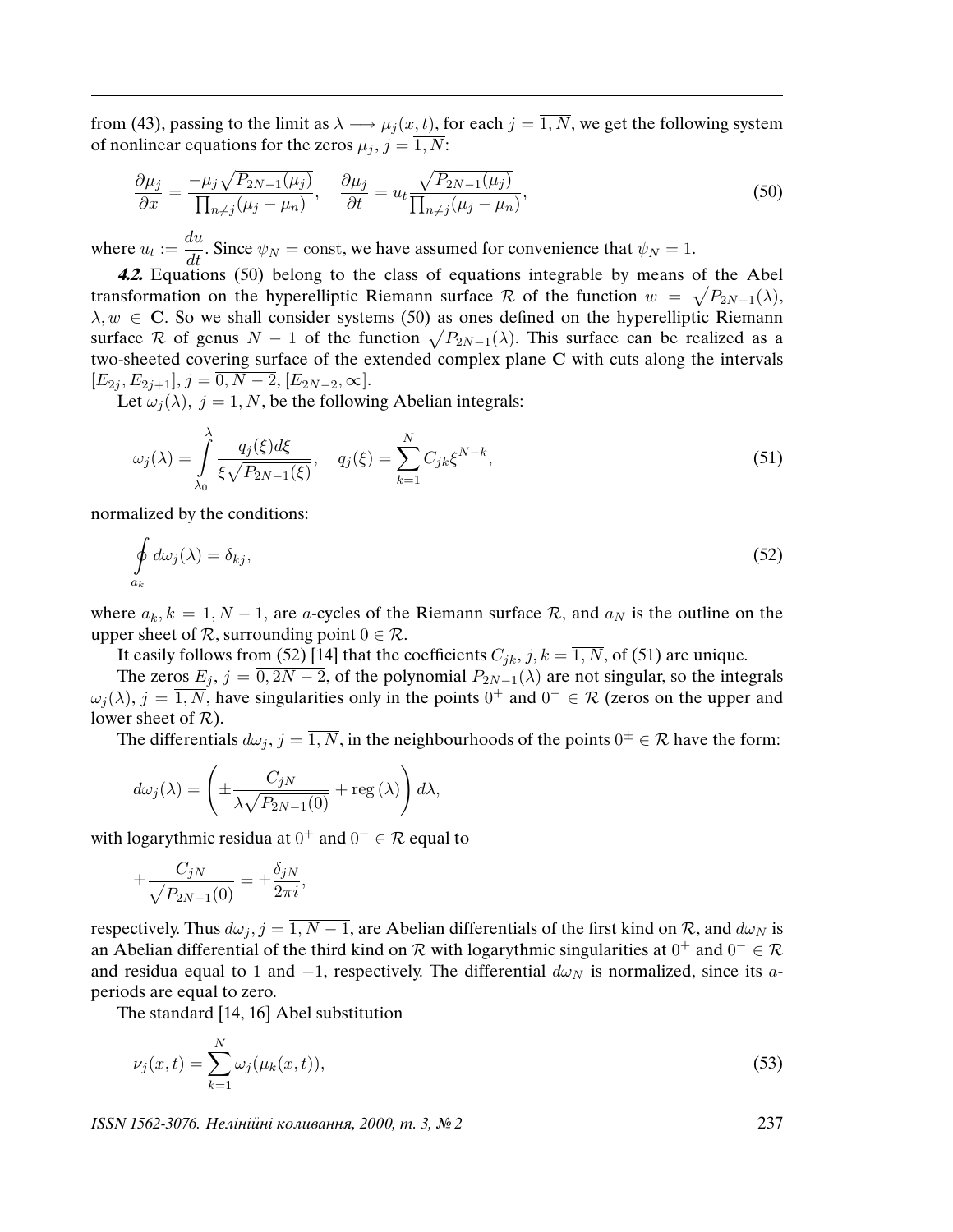from (43), passing to the limit as $\lambda \longrightarrow \mu_j(x,t)$, for each $j = \overline{1,N}$, we get the following system of nonlinear equations for the zeros $\mu_j$, $j = \overline{1,N}$:

$$
\frac{\partial \mu_j}{\partial x} = \frac{-\mu_j \sqrt{P_{2N-1}(\mu_j)}}{\prod_{n \neq j}(\mu_j - \mu_n)}, \quad \frac{\partial \mu_j}{\partial t} = u_t \frac{\sqrt{P_{2N-1}(\mu_j)}}{\prod_{n \neq j}(\mu_j - \mu_n)}, \tag{50}
$$

where $u_t := \dfrac{du}{dt}$. Since $\psi_N = \mathrm{const}$, we have assumed for convenience that $\psi_N = 1$.

***4.2.*** Equations (50) belong to the class of equations integrable by means of the Abel transformation on the hyperelliptic Riemann surface $\mathcal{R}$ of the function $w = \sqrt{P_{2N-1}(\lambda)}$, $\lambda, w \in \mathbf{C}$. So we shall consider systems (50) as ones defined on the hyperelliptic Riemann surface $\mathcal{R}$ of genus $N-1$ of the function $\sqrt{P_{2N-1}(\lambda)}$. This surface can be realized as a two-sheeted covering surface of the extended complex plane $\mathbf{C}$ with cuts along the intervals $[E_{2j}, E_{2j+1}]$, $j = \overline{0, N-2}$, $[E_{2N-2}, \infty]$.

Let $\omega_j(\lambda)$, $j = \overline{1,N}$, be the following Abelian integrals:

$$
\omega_j(\lambda) = \int\limits_{\lambda_0}^{\lambda} \frac{q_j(\xi) d\xi}{\xi \sqrt{P_{2N-1}(\xi)}}, \quad q_j(\xi) = \sum_{k=1}^{N} C_{jk} \xi^{N-k}, \tag{51}
$$

normalized by the conditions:

$$
\oint\limits_{a_k} d\omega_j(\lambda) = \delta_{kj}, \tag{52}
$$

where $a_k, k = \overline{1, N-1}$, are $a$-cycles of the Riemann surface $\mathcal{R}$, and $a_N$ is the outline on the upper sheet of $\mathcal{R}$, surrounding point $0 \in \mathcal{R}$.

It easily follows from (52) [14] that the coefficients $C_{jk}$, $j,k = \overline{1,N}$, of (51) are unique.

The zeros $E_j$, $j = \overline{0, 2N-2}$, of the polynomial $P_{2N-1}(\lambda)$ are not singular, so the integrals $\omega_j(\lambda)$, $j = \overline{1,N}$, have singularities only in the points $0^+$ and $0^- \in \mathcal{R}$ (zeros on the upper and lower sheet of $\mathcal{R}$).

The differentials $d\omega_j$, $j = \overline{1,N}$, in the neighbourhoods of the points $0^\pm \in \mathcal{R}$ have the form:

$$
d\omega_j(\lambda) = \left( \pm \frac{C_{jN}}{\lambda \sqrt{P_{2N-1}(0)}} + \mathrm{reg}\,(\lambda) \right) d\lambda,
$$

with logarythmic residua at $0^+$ and $0^- \in \mathcal{R}$ equal to

$$
\pm \frac{C_{jN}}{\sqrt{P_{2N-1}(0)}} = \pm \frac{\delta_{jN}}{2\pi i},
$$

respectively. Thus $d\omega_j$, $j = \overline{1, N-1}$, are Abelian differentials of the first kind on $\mathcal{R}$, and $d\omega_N$ is an Abelian differential of the third kind on $\mathcal{R}$ with logarythmic singularities at $0^+$ and $0^- \in \mathcal{R}$ and residua equal to $1$ and $-1$, respectively. The differential $d\omega_N$ is normalized, since its $a$-periods are equal to zero.

The standard [14, 16] Abel substitution

$$
\nu_j(x,t) = \sum_{k=1}^{N} \omega_j(\mu_k(x,t)), \tag{53}
$$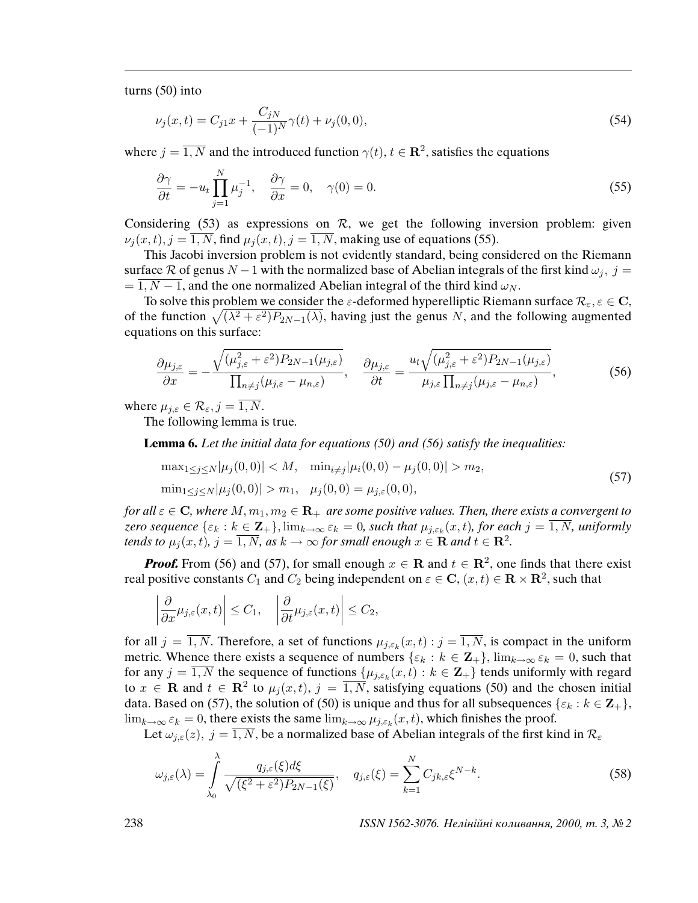turns (50) into

$$\nu_j(x,t) = C_{j1}x + \frac{C_{jN}}{(-1)^N}\gamma(t) + \nu_j(0,0), \tag{54}$$

where $j = \overline{1,N}$ and the introduced function $\gamma(t)$, $t \in \mathbf{R}^2$, satisfies the equations

$$\frac{\partial \gamma}{\partial t} = -u_t \prod_{j=1}^{N} \mu_j^{-1}, \quad \frac{\partial \gamma}{\partial x} = 0, \quad \gamma(0) = 0. \tag{55}$$

Considering (53) as expressions on $\mathcal{R}$, we get the following inversion problem: given $\nu_j(x,t), j = \overline{1,N}$, find $\mu_j(x,t), j = \overline{1,N}$, making use of equations (55).

This Jacobi inversion problem is not evidently standard, being considered on the Riemann surface $\mathcal{R}$ of genus $N-1$ with the normalized base of Abelian integrals of the first kind $\omega_j,\ j = \overline{1, N-1}$, and the one normalized Abelian integral of the third kind $\omega_N$.

To solve this problem we consider the $\varepsilon$-deformed hyperelliptic Riemann surface $\mathcal{R}_\varepsilon, \varepsilon \in \mathbf{C}$, of the function $\sqrt{(\lambda^2+\varepsilon^2)P_{2N-1}(\lambda)}$, having just the genus $N$, and the following augmented equations on this surface:

$$\frac{\partial \mu_{j,\varepsilon}}{\partial x} = -\frac{\sqrt{(\mu_{j,\varepsilon}^2+\varepsilon^2)P_{2N-1}(\mu_{j,\varepsilon})}}{\prod_{n\neq j}(\mu_{j,\varepsilon}-\mu_{n,\varepsilon})}, \quad \frac{\partial \mu_{j,\varepsilon}}{\partial t} = \frac{u_t\sqrt{(\mu_{j,\varepsilon}^2+\varepsilon^2)P_{2N-1}(\mu_{j,\varepsilon})}}{\mu_{j,\varepsilon}\prod_{n\neq j}(\mu_{j,\varepsilon}-\mu_{n,\varepsilon})}, \tag{56}$$

where $\mu_{j,\varepsilon} \in \mathcal{R}_\varepsilon, j = \overline{1,N}$.

The following lemma is true.

**Lemma 6.** *Let the initial data for equations (50) and (56) satisfy the inequalities:*

$$\begin{aligned} &\max\nolimits_{1\le j\le N}|\mu_j(0,0)| < M, \quad \min\nolimits_{i\neq j}|\mu_i(0,0)-\mu_j(0,0)| > m_2, \\ &\min\nolimits_{1\le j\le N}|\mu_j(0,0)| > m_1, \quad \mu_j(0,0) = \mu_{j,\varepsilon}(0,0), \end{aligned} \tag{57}$$

*for all $\varepsilon \in \mathbf{C}$, where $M, m_1, m_2 \in \mathbf{R}_+$ are some positive values. Then, there exists a convergent to zero sequence $\{\varepsilon_k : k \in \mathbf{Z}_+\}, \lim_{k\to\infty}\varepsilon_k = 0$, such that $\mu_{j,\varepsilon_k}(x,t)$, for each $j = \overline{1,N}$, uniformly tends to $\mu_j(x,t)$, $j = \overline{1,N}$, as $k \to \infty$ for small enough $x \in \mathbf{R}$ and $t \in \mathbf{R}^2$.*

***Proof.*** From (56) and (57), for small enough $x \in \mathbf{R}$ and $t \in \mathbf{R}^2$, one finds that there exist real positive constants $C_1$ and $C_2$ being independent on $\varepsilon \in \mathbf{C}$, $(x,t) \in \mathbf{R}\times\mathbf{R}^2$, such that

$$\left|\frac{\partial}{\partial x}\mu_{j,\varepsilon}(x,t)\right| \le C_1, \quad \left|\frac{\partial}{\partial t}\mu_{j,\varepsilon}(x,t)\right| \le C_2,$$

for all $j = \overline{1,N}$. Therefore, a set of functions $\mu_{j,\varepsilon_k}(x,t) : j = \overline{1,N}$, is compact in the uniform metric. Whence there exists a sequence of numbers $\{\varepsilon_k : k \in \mathbf{Z}_+\}, \lim_{k\to\infty}\varepsilon_k = 0$, such that for any $j = \overline{1,N}$ the sequence of functions $\{\mu_{j,\varepsilon_k}(x,t) : k \in \mathbf{Z}_+\}$ tends uniformly with regard to $x \in \mathbf{R}$ and $t \in \mathbf{R}^2$ to $\mu_j(x,t)$, $j = \overline{1,N}$, satisfying equations (50) and the chosen initial data. Based on (57), the solution of (50) is unique and thus for all subsequences $\{\varepsilon_k : k \in \mathbf{Z}_+\}$, $\lim_{k\to\infty}\varepsilon_k = 0$, there exists the same $\lim_{k\to\infty}\mu_{j,\varepsilon_k}(x,t)$, which finishes the proof.

Let $\omega_{j,\varepsilon}(z),\ j = \overline{1,N}$, be a normalized base of Abelian integrals of the first kind in $\mathcal{R}_\varepsilon$

$$\omega_{j,\varepsilon}(\lambda) = \int_{\lambda_0}^{\lambda} \frac{q_{j,\varepsilon}(\xi)d\xi}{\sqrt{(\xi^2+\varepsilon^2)P_{2N-1}(\xi)}}, \quad q_{j,\varepsilon}(\xi) = \sum_{k=1}^{N} C_{jk,\varepsilon}\xi^{N-k}. \tag{58}$$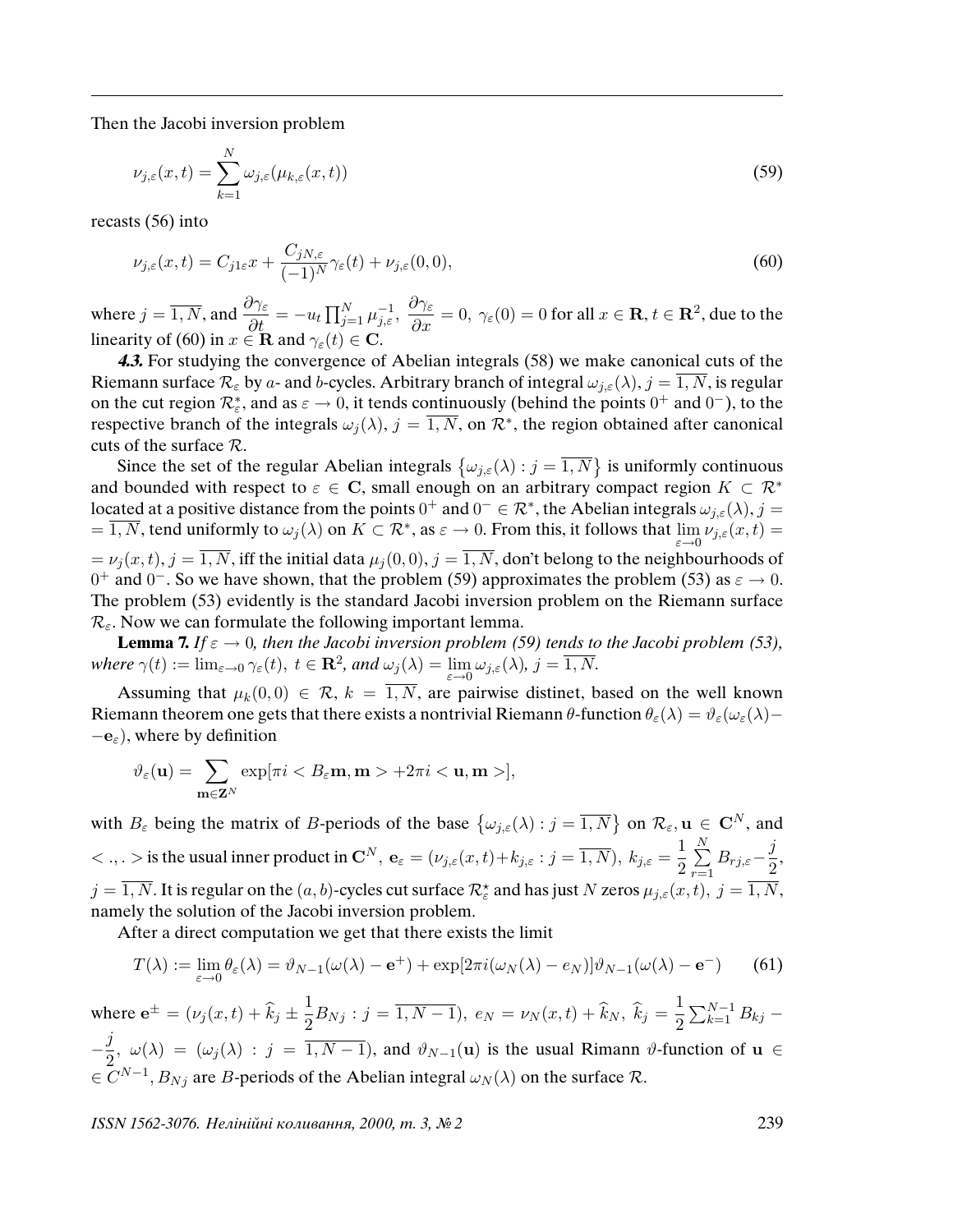Then the Jacobi inversion problem

$$\nu_{j,\varepsilon}(x,t) = \sum_{k=1}^{N} \omega_{j,\varepsilon}(\mu_{k,\varepsilon}(x,t)) \tag{59}$$

recasts (56) into

$$\nu_{j,\varepsilon}(x,t) = C_{j1\varepsilon}x + \frac{C_{jN,\varepsilon}}{(-1)^N}\gamma_\varepsilon(t) + \nu_{j,\varepsilon}(0,0), \tag{60}$$

where $j = \overline{1,N}$, and $\dfrac{\partial \gamma_\varepsilon}{\partial t} = -u_t \prod_{j=1}^{N} \mu_{j,\varepsilon}^{-1}$, $\dfrac{\partial \gamma_\varepsilon}{\partial x} = 0$, $\gamma_\varepsilon(0) = 0$ for all $x \in \mathbf{R}$, $t \in \mathbf{R}^2$, due to the linearity of (60) in $x \in \mathbf{R}$ and $\gamma_\varepsilon(t) \in \mathbf{C}$.

***4.3.*** For studying the convergence of Abelian integrals (58) we make canonical cuts of the Riemann surface $\mathcal{R}_\varepsilon$ by $a$- and $b$-cycles. Arbitrary branch of integral $\omega_{j,\varepsilon}(\lambda)$, $j = \overline{1,N}$, is regular on the cut region $\mathcal{R}^*_\varepsilon$, and as $\varepsilon \to 0$, it tends continuously (behind the points $0^+$ and $0^-$), to the respective branch of the integrals $\omega_j(\lambda)$, $j = \overline{1,N}$, on $\mathcal{R}^*$, the region obtained after canonical cuts of the surface $\mathcal{R}$.

Since the set of the regular Abelian integrals $\{\omega_{j,\varepsilon}(\lambda) : j = \overline{1,N}\}$ is uniformly continuous and bounded with respect to $\varepsilon \in \mathbf{C}$, small enough on an arbitrary compact region $K \subset \mathcal{R}^*$ located at a positive distance from the points $0^+$ and $0^- \in \mathcal{R}^*$, the Abelian integrals $\omega_{j,\varepsilon}(\lambda)$, $j = \overline{1,N}$, tend uniformly to $\omega_j(\lambda)$ on $K \subset \mathcal{R}^*$, as $\varepsilon \to 0$. From this, it follows that $\lim_{\varepsilon\to 0} \nu_{j,\varepsilon}(x,t) = \nu_j(x,t)$, $j = \overline{1,N}$, iff the initial data $\mu_j(0,0)$, $j = \overline{1,N}$, don't belong to the neighbourhoods of $0^+$ and $0^-$. So we have shown, that the problem (59) approximates the problem (53) as $\varepsilon \to 0$. The problem (53) evidently is the standard Jacobi inversion problem on the Riemann surface $\mathcal{R}_\varepsilon$. Now we can formulate the following important lemma.

**Lemma 7.** *If $\varepsilon \to 0$, then the Jacobi inversion problem (59) tends to the Jacobi problem (53), where $\gamma(t) := \lim_{\varepsilon\to 0} \gamma_\varepsilon(t)$, $t \in \mathbf{R}^2$, and $\omega_j(\lambda) = \lim_{\varepsilon\to 0} \omega_{j,\varepsilon}(\lambda)$, $j = \overline{1,N}$.*

Assuming that $\mu_k(0,0) \in \mathcal{R}$, $k = \overline{1,N}$, are pairwise distinet, based on the well known Riemann theorem one gets that there exists a nontrivial Riemann $\theta$-function $\theta_\varepsilon(\lambda) = \vartheta_\varepsilon(\omega_\varepsilon(\lambda) - \mathbf{e}_\varepsilon)$, where by definition

$$\vartheta_\varepsilon(\mathbf{u}) = \sum_{\mathbf{m}\in\mathbf{Z}^N} \exp[\pi i < B_\varepsilon \mathbf{m}, \mathbf{m} > + 2\pi i < \mathbf{u}, \mathbf{m} >],$$

with $B_\varepsilon$ being the matrix of $B$-periods of the base $\{\omega_{j,\varepsilon}(\lambda) : j = \overline{1,N}\}$ on $\mathcal{R}_\varepsilon$, $\mathbf{u} \in \mathbf{C}^N$, and $< .,. >$ is the usual inner product in $\mathbf{C}^N$, $\mathbf{e}_\varepsilon = (\nu_{j,\varepsilon}(x,t) + k_{j,\varepsilon} : j = \overline{1,N})$, $k_{j,\varepsilon} = \frac{1}{2}\sum_{r=1}^{N} B_{rj,\varepsilon} - \frac{j}{2}$, $j = \overline{1,N}$. It is regular on the $(a,b)$-cycles cut surface $\mathcal{R}^\star_\varepsilon$ and has just $N$ zeros $\mu_{j,\varepsilon}(x,t)$, $j = \overline{1,N}$, namely the solution of the Jacobi inversion problem.

After a direct computation we get that there exists the limit

$$T(\lambda) := \lim_{\varepsilon\to 0} \theta_\varepsilon(\lambda) = \vartheta_{N-1}(\omega(\lambda) - \mathbf{e}^+) + \exp[2\pi i(\omega_N(\lambda) - e_N)]\vartheta_{N-1}(\omega(\lambda) - \mathbf{e}^-) \tag{61}$$

where $\mathbf{e}^\pm = (\nu_j(x,t) + \widehat{k}_j \pm \frac{1}{2}B_{Nj} : j = \overline{1,N-1})$, $e_N = \nu_N(x,t) + \widehat{k}_N$, $\widehat{k}_j = \frac{1}{2}\sum_{k=1}^{N-1} B_{kj} - \frac{j}{2}$, $\omega(\lambda) = (\omega_j(\lambda) : j = \overline{1,N-1})$, and $\vartheta_{N-1}(\mathbf{u})$ is the usual Rimann $\vartheta$-function of $\mathbf{u} \in C^{N-1}$, $B_{Nj}$ are $B$-periods of the Abelian integral $\omega_N(\lambda)$ on the surface $\mathcal{R}$.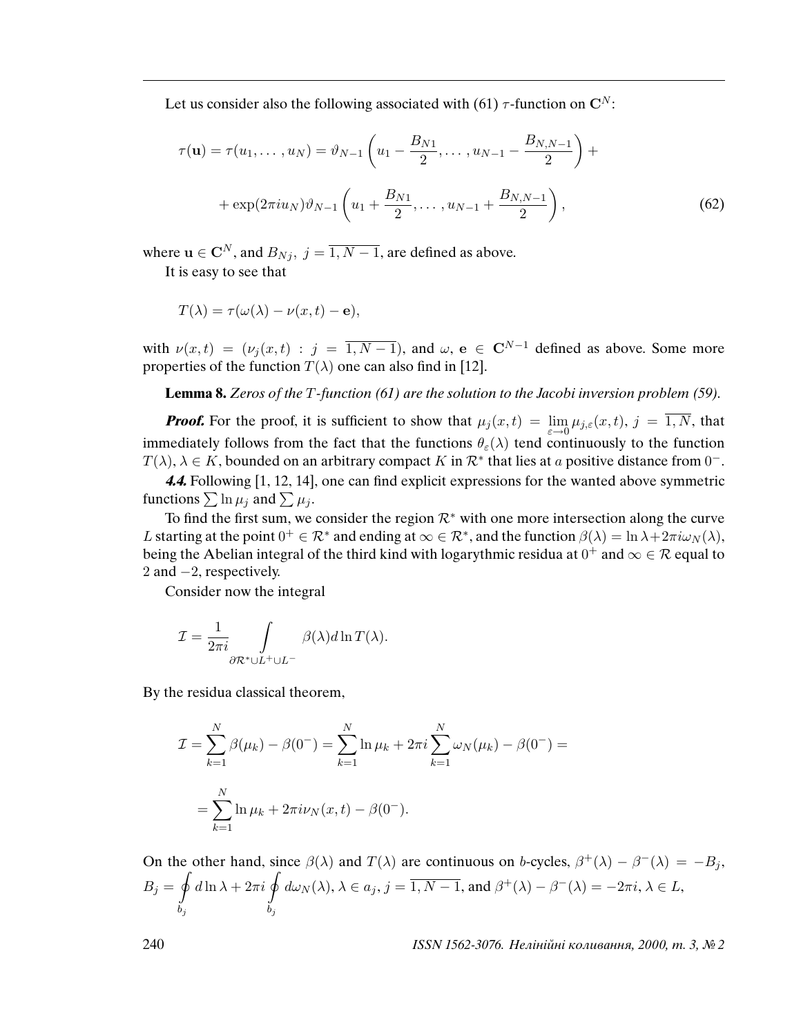Let us consider also the following associated with (61) $\tau$-function on $\mathbf{C}^N$:

$$
\tau(\mathbf{u}) = \tau(u_1, \ldots, u_N) = \vartheta_{N-1}\left(u_1 - \frac{B_{N1}}{2}, \ldots, u_{N-1} - \frac{B_{N,N-1}}{2}\right) +
$$

$$
+ \exp(2\pi i u_N)\vartheta_{N-1}\left(u_1 + \frac{B_{N1}}{2}, \ldots, u_{N-1} + \frac{B_{N,N-1}}{2}\right), \tag{62}
$$

where $\mathbf{u} \in \mathbf{C}^N$, and $B_{Nj},\ j = \overline{1, N-1}$, are defined as above.

It is easy to see that

$$
T(\lambda) = \tau(\omega(\lambda) - \nu(x,t) - \mathbf{e}),
$$

with $\nu(x,t) = (\nu_j(x,t) : j = \overline{1, N-1})$, and $\omega,\ \mathbf{e} \in \mathbf{C}^{N-1}$ defined as above. Some more properties of the function $T(\lambda)$ one can also find in [12].

**Lemma 8.** *Zeros of the $T$-function (61) are the solution to the Jacobi inversion problem (59).*

***Proof.*** For the proof, it is sufficient to show that $\mu_j(x,t) = \lim_{\varepsilon\to 0} \mu_{j,\varepsilon}(x,t),\ j = \overline{1,N}$, that immediately follows from the fact that the functions $\theta_\varepsilon(\lambda)$ tend continuously to the function $T(\lambda)$, $\lambda \in K$, bounded on an arbitrary compact $K$ in $\mathcal{R}^*$ that lies at $a$ positive distance from $0^-$.

***4.4.*** Following [1, 12, 14], one can find explicit expressions for the wanted above symmetric functions $\sum \ln \mu_j$ and $\sum \mu_j$.

To find the first sum, we consider the region $\mathcal{R}^*$ with one more intersection along the curve $L$ starting at the point $0^+ \in \mathcal{R}^*$ and ending at $\infty \in \mathcal{R}^*$, and the function $\beta(\lambda) = \ln \lambda + 2\pi i \omega_N(\lambda)$, being the Abelian integral of the third kind with logarythmic residua at $0^+$ and $\infty \in \mathcal{R}$ equal to $2$ and $-2$, respectively.

Consider now the integral

$$
\mathcal{I} = \frac{1}{2\pi i} \int\limits_{\partial\mathcal{R}^* \cup L^+ \cup L^-} \beta(\lambda) d \ln T(\lambda).
$$

By the residua classical theorem,

$$
\mathcal{I} = \sum_{k=1}^{N} \beta(\mu_k) - \beta(0^-) = \sum_{k=1}^{N} \ln \mu_k + 2\pi i \sum_{k=1}^{N} \omega_N(\mu_k) - \beta(0^-) =
$$

$$
= \sum_{k=1}^{N} \ln \mu_k + 2\pi i \nu_N(x,t) - \beta(0^-).
$$

On the other hand, since $\beta(\lambda)$ and $T(\lambda)$ are continuous on $b$-cycles, $\beta^+(\lambda) - \beta^-(\lambda) = -B_j$, $B_j = \oint\limits_{b_j} d \ln \lambda + 2\pi i \oint\limits_{b_j} d\omega_N(\lambda)$, $\lambda \in a_j$, $j = \overline{1, N-1}$, and $\beta^+(\lambda) - \beta^-(\lambda) = -2\pi i$, $\lambda \in L$,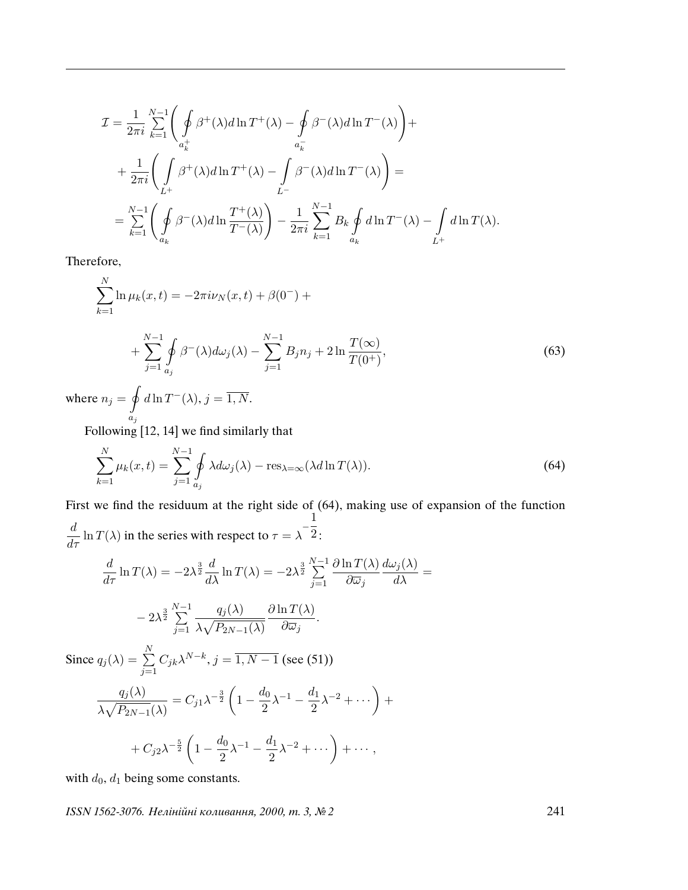$$
\begin{aligned}
\mathcal{I} = \frac{1}{2\pi i}\sum_{k=1}^{N-1}\Bigg(\oint_{a_k^+}\beta^+(\lambda)d\ln T^+(\lambda) - \oint_{a_k^-}\beta^-(\lambda)d\ln T^-(\lambda)\Bigg)+\\
+\frac{1}{2\pi i}\Bigg(\int_{L^+}\beta^+(\lambda)d\ln T^+(\lambda) - \int_{L^-}\beta^-(\lambda)d\ln T^-(\lambda)\Bigg) =\\
=\sum_{k=1}^{N-1}\Bigg(\oint_{a_k}\beta^-(\lambda)d\ln\frac{T^+(\lambda)}{T^-(\lambda)}\Bigg) - \frac{1}{2\pi i}\sum_{k=1}^{N-1}B_k\oint_{a_k}d\ln T^-(\lambda) - \int_{L^+}d\ln T(\lambda).
\end{aligned}
$$

Therefore,

$$
\sum_{k=1}^{N}\ln\mu_k(x,t) = -2\pi i\nu_N(x,t)+\beta(0^-)+
$$

$$
+\sum_{j=1}^{N-1}\oint_{a_j}\beta^-(\lambda)d\omega_j(\lambda) - \sum_{j=1}^{N-1}B_j n_j + 2\ln\frac{T(\infty)}{T(0^+)}, \tag{63}
$$

where $n_j = \oint_{a_j} d\ln T^-(\lambda)$, $j=\overline{1,N}$.

Following [12, 14] we find similarly that

$$
\sum_{k=1}^{N}\mu_k(x,t) = \sum_{j=1}^{N-1}\oint_{a_j}\lambda d\omega_j(\lambda) - \mathrm{res}_{\lambda=\infty}(\lambda d\ln T(\lambda)). \tag{64}
$$

First we find the residuum at the right side of (64), making use of expansion of the function $\frac{d}{d\tau}\ln T(\lambda)$ in the series with respect to $\tau = \lambda^{-\frac{1}{2}}$:

$$
\begin{aligned}
\frac{d}{d\tau}\ln T(\lambda) = -2\lambda^{\frac{3}{2}}\frac{d}{d\lambda}\ln T(\lambda) = -2\lambda^{\frac{3}{2}}\sum_{j=1}^{N-1}\frac{\partial\ln T(\lambda)}{\partial\varpi_j}\frac{d\omega_j(\lambda)}{d\lambda} =\\
-2\lambda^{\frac{3}{2}}\sum_{j=1}^{N-1}\frac{q_j(\lambda)}{\lambda\sqrt{P_{2N-1}(\lambda)}}\frac{\partial\ln T(\lambda)}{\partial\varpi_j}.
\end{aligned}
$$

Since $q_j(\lambda)=\sum\limits_{j=1}^{N}C_{jk}\lambda^{N-k}$, $j=\overline{1,N-1}$ (see (51))

$$
\begin{aligned}
\frac{q_j(\lambda)}{\lambda\sqrt{P_{2N-1}}(\lambda)} = C_{j1}\lambda^{-\frac{3}{2}}\left(1-\frac{d_0}{2}\lambda^{-1}-\frac{d_1}{2}\lambda^{-2}+\cdots\right)+\\
+C_{j2}\lambda^{-\frac{5}{2}}\left(1-\frac{d_0}{2}\lambda^{-1}-\frac{d_1}{2}\lambda^{-2}+\cdots\right)+\cdots,
\end{aligned}
$$

with $d_0$, $d_1$ being some constants.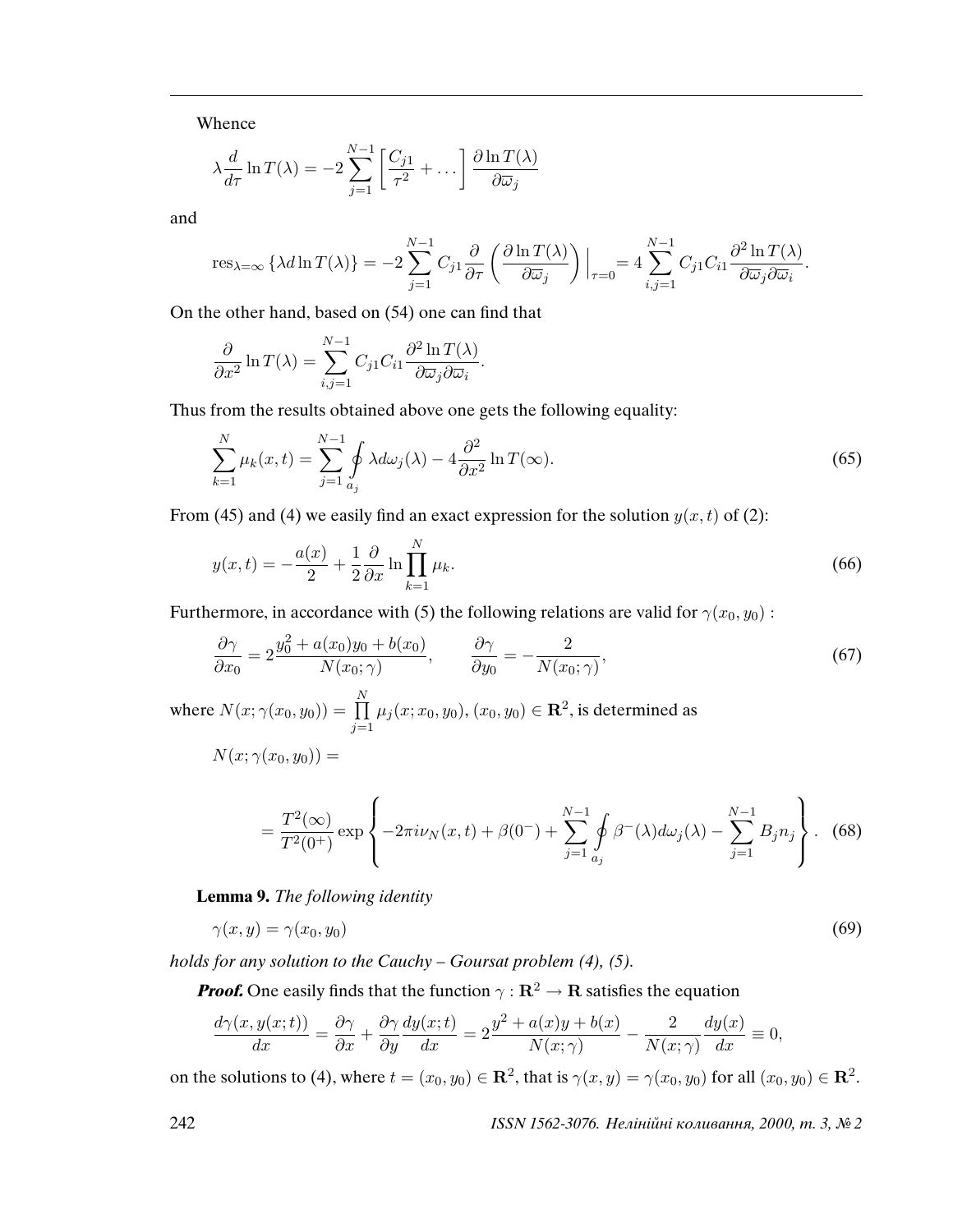Whence

$$\lambda \frac{d}{d\tau} \ln T(\lambda) = -2 \sum_{j=1}^{N-1} \left[ \frac{C_{j1}}{\tau^2} + \ldots \right] \frac{\partial \ln T(\lambda)}{\partial \overline{\omega}_j}$$

and

$$\mathrm{res}_{\lambda=\infty} \left\{ \lambda d \ln T(\lambda) \right\} = -2 \sum_{j=1}^{N-1} C_{j1} \frac{\partial}{\partial \tau} \left( \frac{\partial \ln T(\lambda)}{\partial \overline{\omega}_j} \right) \Big|_{\tau=0} = 4 \sum_{i,j=1}^{N-1} C_{j1} C_{i1} \frac{\partial^2 \ln T(\lambda)}{\partial \overline{\omega}_j \partial \overline{\omega}_i}.$$

On the other hand, based on (54) one can find that

$$\frac{\partial}{\partial x^2} \ln T(\lambda) = \sum_{i,j=1}^{N-1} C_{j1} C_{i1} \frac{\partial^2 \ln T(\lambda)}{\partial \overline{\omega}_j \partial \overline{\omega}_i}.$$

Thus from the results obtained above one gets the following equality:

$$\sum_{k=1}^{N} \mu_k(x,t) = \sum_{j=1}^{N-1} \oint_{a_j} \lambda d\omega_j(\lambda) - 4 \frac{\partial^2}{\partial x^2} \ln T(\infty). \tag{65}$$

From (45) and (4) we easily find an exact expression for the solution $y(x,t)$ of (2):

$$y(x,t) = -\frac{a(x)}{2} + \frac{1}{2} \frac{\partial}{\partial x} \ln \prod_{k=1}^{N} \mu_k. \tag{66}$$

Furthermore, in accordance with (5) the following relations are valid for $\gamma(x_0, y_0)$ :

$$\frac{\partial \gamma}{\partial x_0} = 2 \frac{y_0^2 + a(x_0) y_0 + b(x_0)}{N(x_0; \gamma)}, \qquad \frac{\partial \gamma}{\partial y_0} = -\frac{2}{N(x_0; \gamma)}, \tag{67}$$

where $N(x; \gamma(x_0, y_0)) = \prod_{j=1}^{N} \mu_j(x; x_0, y_0)$, $(x_0, y_0) \in \mathbf{R}^2$, is determined as

$$N(x; \gamma(x_0, y_0)) =$$

$$= \frac{T^2(\infty)}{T^2(0^+)} \exp \left\{ -2\pi i \nu_N(x,t) + \beta(0^-) + \sum_{j=1}^{N-1} \oint_{a_j} \beta^-(\lambda) d\omega_j(\lambda) - \sum_{j=1}^{N-1} B_j n_j \right\}. \tag{68}$$

**Lemma 9.** *The following identity*

$$\gamma(x,y) = \gamma(x_0, y_0) \tag{69}$$

*holds for any solution to the Cauchy – Goursat problem (4), (5).*

***Proof.*** One easily finds that the function $\gamma : \mathbf{R}^2 \to \mathbf{R}$ satisfies the equation

$$\frac{d\gamma(x, y(x;t))}{dx} = \frac{\partial \gamma}{\partial x} + \frac{\partial \gamma}{\partial y} \frac{dy(x;t)}{dx} = 2 \frac{y^2 + a(x) y + b(x)}{N(x; \gamma)} - \frac{2}{N(x; \gamma)} \frac{dy(x)}{dx} \equiv 0,$$

on the solutions to (4), where $t = (x_0, y_0) \in \mathbf{R}^2$, that is $\gamma(x,y) = \gamma(x_0, y_0)$ for all $(x_0, y_0) \in \mathbf{R}^2$.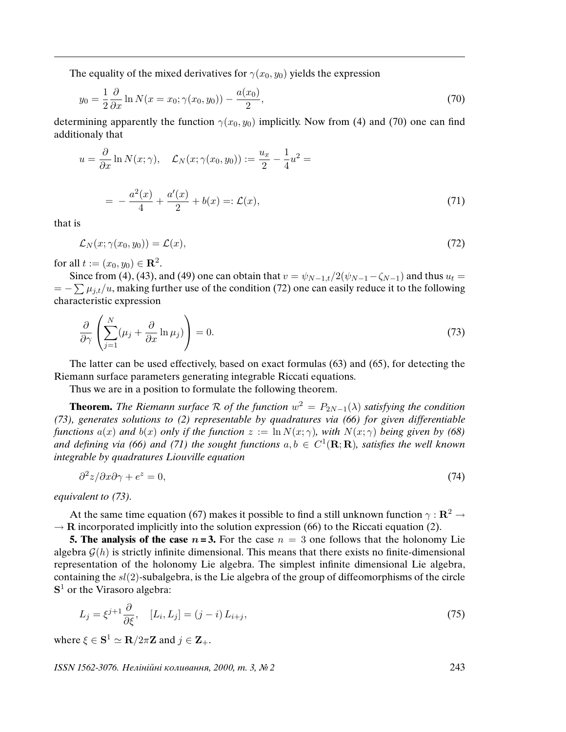The equality of the mixed derivatives for $\gamma(x_0, y_0)$ yields the expression

$$y_0 = \frac{1}{2}\frac{\partial}{\partial x}\ln N(x = x_0; \gamma(x_0, y_0)) - \frac{a(x_0)}{2}, \tag{70}$$

determining apparently the function $\gamma(x_0, y_0)$ implicitly. Now from (4) and (70) one can find additionaly that

$$u = \frac{\partial}{\partial x}\ln N(x;\gamma), \quad \mathcal{L}_N(x;\gamma(x_0,y_0)) := \frac{u_x}{2} - \frac{1}{4}u^2 =$$

$$= -\frac{a^2(x)}{4} + \frac{a'(x)}{2} + b(x) =: \mathcal{L}(x), \tag{71}$$

that is

$$\mathcal{L}_N(x;\gamma(x_0,y_0)) = \mathcal{L}(x), \tag{72}$$

for all $t := (x_0, y_0) \in \mathbf{R}^2$.

Since from (4), (43), and (49) one can obtain that $v = \psi_{N-1,t}/2(\psi_{N-1} - \zeta_{N-1})$ and thus $u_t = -\sum \mu_{j,t}/u$, making further use of the condition (72) one can easily reduce it to the following characteristic expression

$$\frac{\partial}{\partial \gamma}\left(\sum_{j=1}^{N}(\mu_j + \frac{\partial}{\partial x}\ln \mu_j)\right) = 0. \tag{73}$$

The latter can be used effectively, based on exact formulas (63) and (65), for detecting the Riemann surface parameters generating integrable Riccati equations.

Thus we are in a position to formulate the following theorem.

**Theorem.** *The Riemann surface $\mathcal{R}$ of the function $w^2 = P_{2N-1}(\lambda)$ satisfying the condition (73), generates solutions to (2) representable by quadratures via (66) for given differentiable functions $a(x)$ and $b(x)$ only if the function $z := \ln N(x;\gamma)$, with $N(x;\gamma)$ being given by (68) and defining via (66) and (71) the sought functions $a, b \in C^1(\mathbf{R};\mathbf{R})$, satisfies the well known integrable by quadratures Liouville equation*

$$\partial^2 z/\partial x \partial \gamma + e^z = 0, \tag{74}$$

*equivalent to (73).*

At the same time equation (67) makes it possible to find a still unknown function $\gamma : \mathbf{R}^2 \to \mathbf{R}$ incorporated implicitly into the solution expression (66) to the Riccati equation (2).

**5. The analysis of the case $n = 3$.** For the case $n = 3$ one follows that the holonomy Lie algebra $\mathcal{G}(h)$ is strictly infinite dimensional. This means that there exists no finite-dimensional representation of the holonomy Lie algebra. The simplest infinite dimensional Lie algebra, containing the $sl(2)$-subalgebra, is the Lie algebra of the group of diffeomorphisms of the circle $\mathbf{S}^1$ or the Virasoro algebra:

$$L_j = \xi^{j+1}\frac{\partial}{\partial \xi}, \quad [L_i, L_j] = (j - i)\, L_{i+j}, \tag{75}$$

where $\xi \in \mathbf{S}^1 \simeq \mathbf{R}/2\pi\mathbf{Z}$ and $j \in \mathbf{Z}_+$.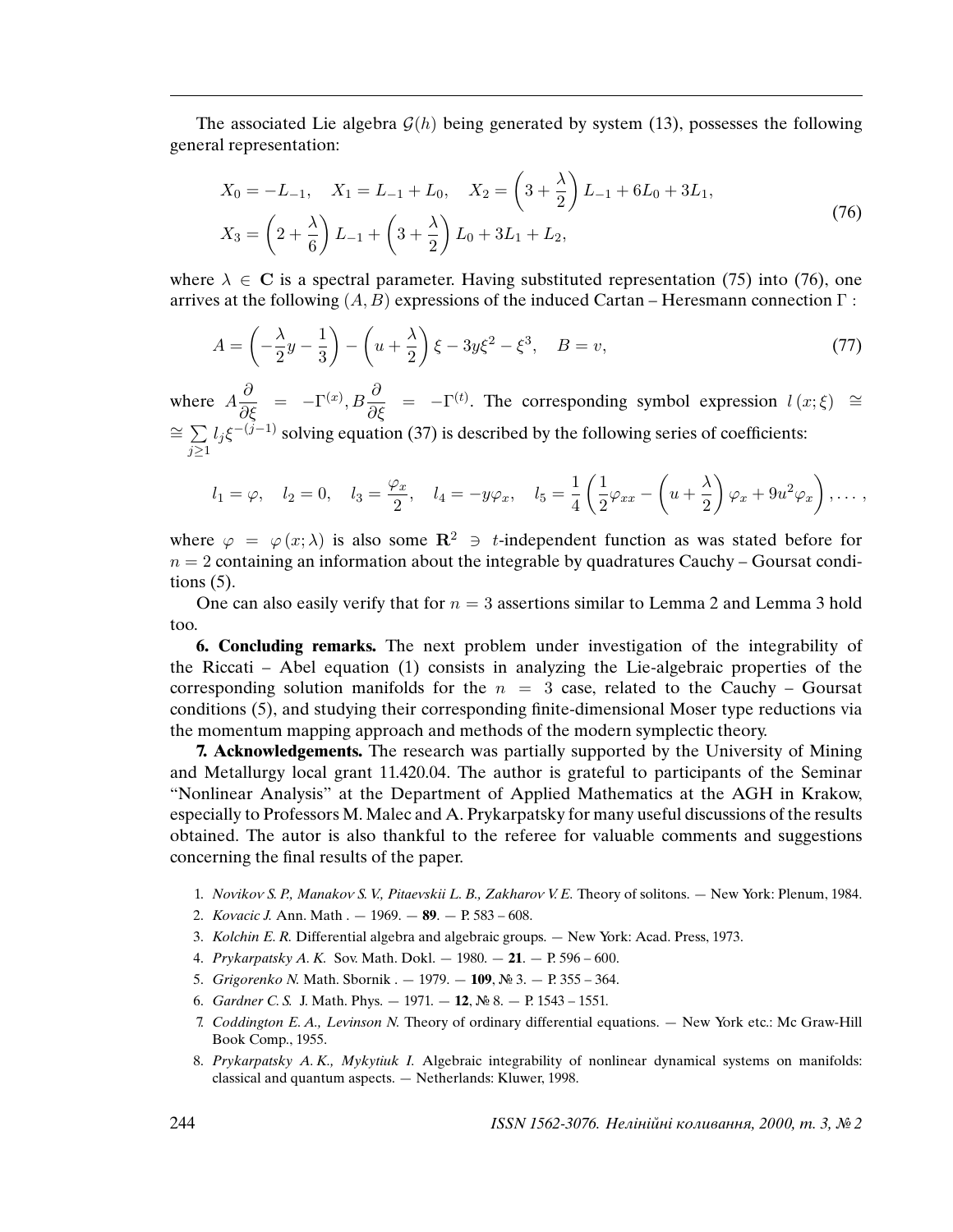The associated Lie algebra $\mathcal{G}(h)$ being generated by system (13), possesses the following general representation:

$$
\begin{aligned}
&X_0 = -L_{-1}, \quad X_1 = L_{-1} + L_0, \quad X_2 = \left(3 + \frac{\lambda}{2}\right) L_{-1} + 6L_0 + 3L_1, \\
&X_3 = \left(2 + \frac{\lambda}{6}\right) L_{-1} + \left(3 + \frac{\lambda}{2}\right) L_0 + 3L_1 + L_2,
\end{aligned}
\tag{76}
$$

where $\lambda \in \mathbf{C}$ is a spectral parameter. Having substituted representation (75) into (76), one arrives at the following $(A, B)$ expressions of the induced Cartan – Heresmann connection $\Gamma$ :

$$
A = \left(-\frac{\lambda}{2}y - \frac{1}{3}\right) - \left(u + \frac{\lambda}{2}\right)\xi - 3y\xi^2 - \xi^3, \quad B = v, \tag{77}
$$

where $A\dfrac{\partial}{\partial \xi} = -\Gamma^{(x)}, B\dfrac{\partial}{\partial \xi} = -\Gamma^{(t)}$. The corresponding symbol expression $l\,(x;\xi) \cong \cong \sum\limits_{j\geq 1} l_j \xi^{-(j-1)}$ solving equation (37) is described by the following series of coefficients:

$$
l_1 = \varphi, \quad l_2 = 0, \quad l_3 = \frac{\varphi_x}{2}, \quad l_4 = -y\varphi_x, \quad l_5 = \frac{1}{4}\left(\frac{1}{2}\varphi_{xx} - \left(u + \frac{\lambda}{2}\right)\varphi_x + 9u^2\varphi_x\right), \ldots ,
$$

where $\varphi = \varphi\,(x;\lambda)$ is also some $\mathbf{R}^2 \ni t$-independent function as was stated before for $n = 2$ containing an information about the integrable by quadratures Cauchy – Goursat conditions (5).

One can also easily verify that for $n = 3$ assertions similar to Lemma 2 and Lemma 3 hold too.

**6. Concluding remarks.** The next problem under investigation of the integrability of the Riccati – Abel equation (1) consists in analyzing the Lie-algebraic properties of the corresponding solution manifolds for the $n = 3$ case, related to the Cauchy – Goursat conditions (5), and studying their corresponding finite-dimensional Moser type reductions via the momentum mapping approach and methods of the modern symplectic theory.

**7. Acknowledgements.** The research was partially supported by the University of Mining and Metallurgy local grant 11.420.04. The author is grateful to participants of the Seminar "Nonlinear Analysis" at the Department of Applied Mathematics at the AGH in Krakow, especially to Professors M. Malec and A. Prykarpatsky for many useful discussions of the results obtained. The autor is also thankful to the referee for valuable comments and suggestions concerning the final results of the paper.

1. *Novikov S. P., Manakov S. V., Pitaevskii L. B., Zakharov V. E.* Theory of solitons. — New York: Plenum, 1984.
2. *Kovacic J.* Ann. Math . — 1969. — **89**. — P. 583 – 608.
3. *Kolchin E. R.* Differential algebra and algebraic groups. — New York: Acad. Press, 1973.
4. *Prykarpatsky A. K.* Sov. Math. Dokl. — 1980. — **21**. — P. 596 – 600.
5. *Grigorenko N.* Math. Sbornik . — 1979. — **109**, № 3. — P. 355 – 364.
6. *Gardner C. S.* J. Math. Phys. — 1971. — **12**, № 8. — P. 1543 – 1551.
7. *Coddington E. A., Levinson N.* Theory of ordinary differential equations. — New York etc.: Mc Graw-Hill Book Comp., 1955.
8. *Prykarpatsky A. K., Mykytiuk I.* Algebraic integrability of nonlinear dynamical systems on manifolds: classical and quantum aspects. — Netherlands: Kluwer, 1998.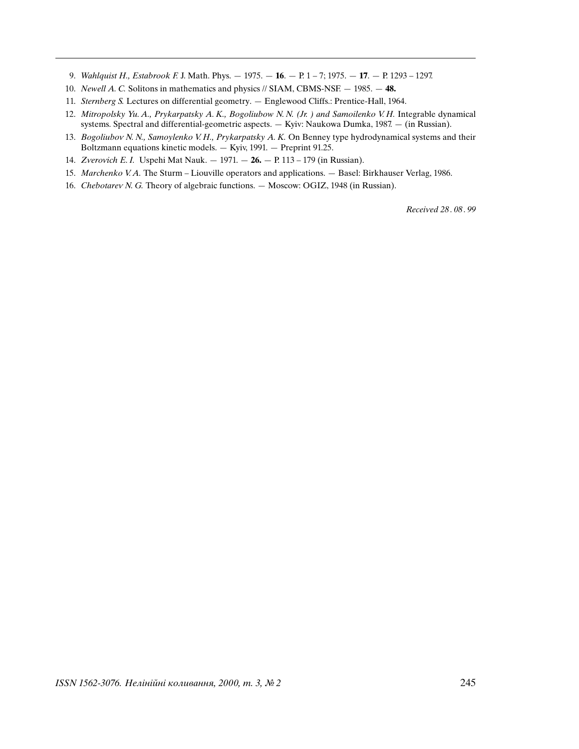9. *Wahlquist H., Estabrook F.* J. Math. Phys. — 1975. — **16**. — P. 1 – 7; 1975. — **17**. — P. 1293 – 1297.
10. *Newell A. C.* Solitons in mathematics and physics // SIAM, CBMS-NSF. — 1985. — **48.**
11. *Sternberg S.* Lectures on differential geometry. — Englewood Cliffs.: Prentice-Hall, 1964.
12. *Mitropolsky Yu. A., Prykarpatsky A. K., Bogoliubow N. N. (Jr. ) and Samoilenko V. H.* Integrable dynamical systems. Spectral and differential-geometric aspects. — Kyiv: Naukowa Dumka, 1987. — (in Russian).
13. *Bogoliubov N. N., Samoylenko V. H., Prykarpatsky A. K.* On Benney type hydrodynamical systems and their Boltzmann equations kinetic models. — Kyiv, 1991. — Preprint 91.25.
14. *Zverovich E. I.* Uspehi Mat Nauk. — 1971. — **26.** — P. 113 – 179 (in Russian).
15. *Marchenko V. A.* The Sturm – Liouville operators and applications. — Basel: Birkhauser Verlag, 1986.
16. *Chebotarev N. G.* Theory of algebraic functions. — Moscow: OGIZ, 1948 (in Russian).

*Received 28 . 08 . 99*